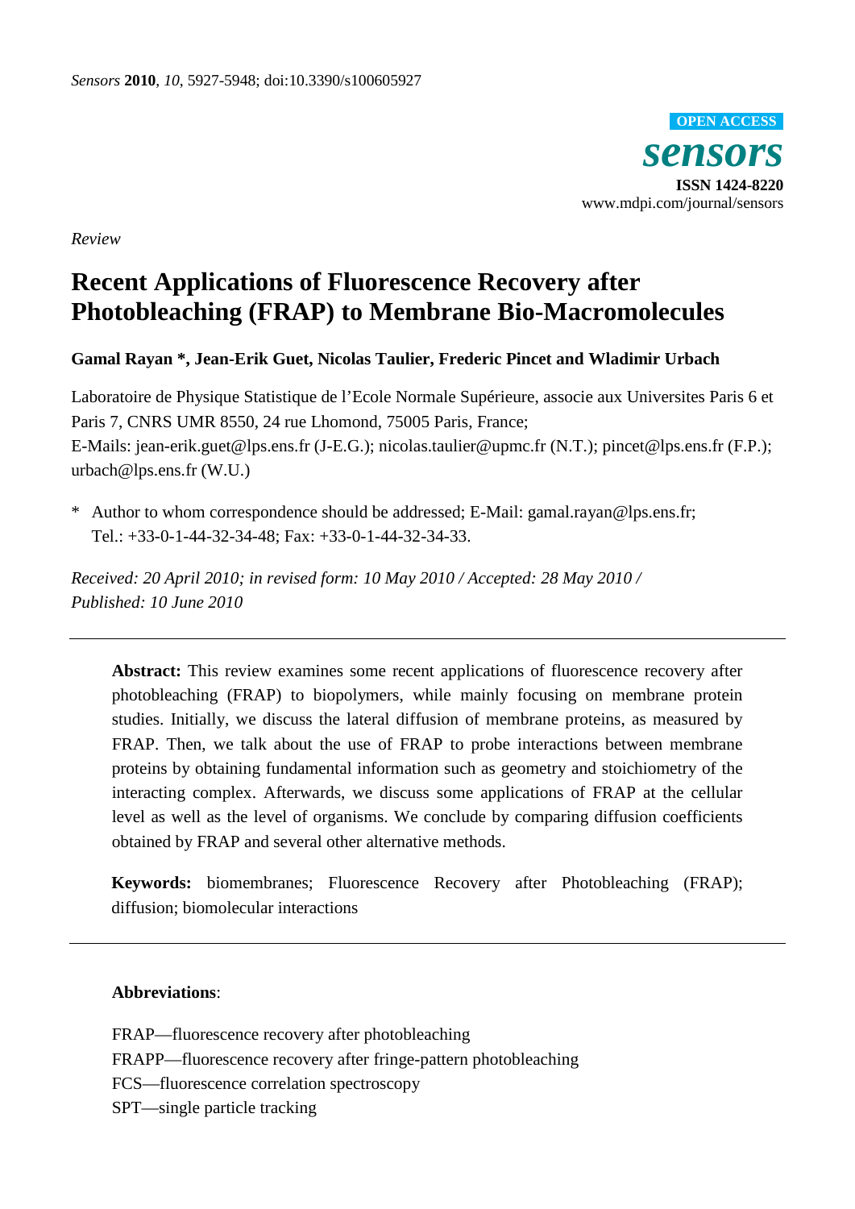*Review*

# Recent Applications of Fluorescence Recovery after Photobleaching (FRAP) to Membrane Bio-Macromolecules

**Gamal Rayan \*, Jean-Erik Guet, Nicolas Taulier, Frederic Pincet and Wladimir Urbach**

Laboratoire de Physique Statistique de l'Ecole Normale Supérieure, associe aux Universites Paris 6 et Paris 7, CNRS UMR 8550, 24 rue Lhomond, 75005 Paris, France;
E-Mails: jean-erik.guet@lps.ens.fr (J-E.G.); nicolas.taulier@upmc.fr (N.T.); pincet@lps.ens.fr (F.P.); urbach@lps.ens.fr (W.U.)

\* Author to whom correspondence should be addressed; E-Mail: gamal.rayan@lps.ens.fr; Tel.: +33-0-1-44-32-34-48; Fax: +33-0-1-44-32-34-33.

*Received: 20 April 2010; in revised form: 10 May 2010 / Accepted: 28 May 2010 / Published: 10 June 2010*

---

**Abstract:** This review examines some recent applications of fluorescence recovery after photobleaching (FRAP) to biopolymers, while mainly focusing on membrane protein studies. Initially, we discuss the lateral diffusion of membrane proteins, as measured by FRAP. Then, we talk about the use of FRAP to probe interactions between membrane proteins by obtaining fundamental information such as geometry and stoichiometry of the interacting complex. Afterwards, we discuss some applications of FRAP at the cellular level as well as the level of organisms. We conclude by comparing diffusion coefficients obtained by FRAP and several other alternative methods.

**Keywords:** biomembranes; Fluorescence Recovery after Photobleaching (FRAP); diffusion; biomolecular interactions

---

**Abbreviations**:

FRAP—fluorescence recovery after photobleaching
FRAPP—fluorescence recovery after fringe-pattern photobleaching
FCS—fluorescence correlation spectroscopy
SPT—single particle tracking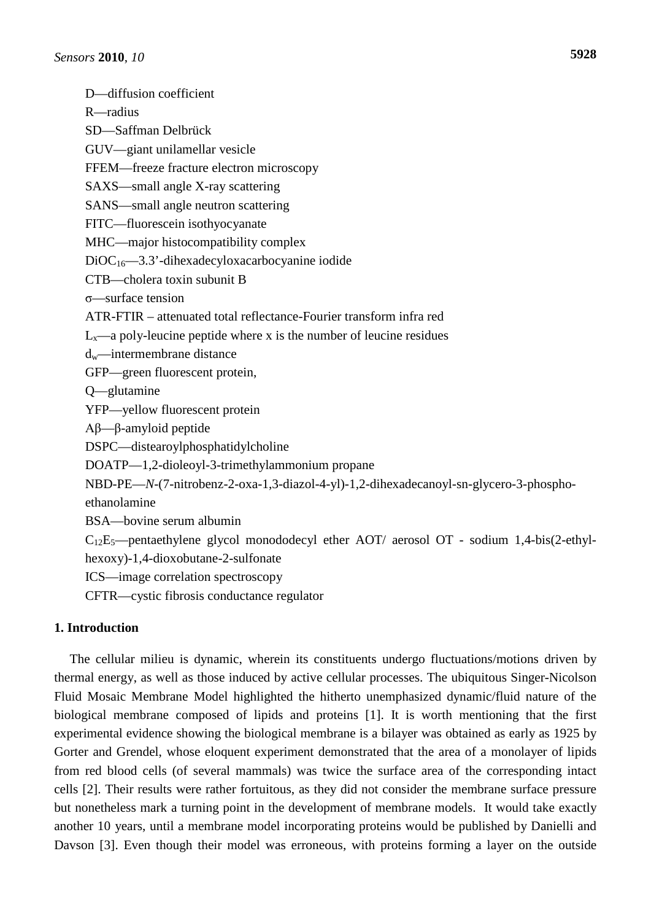D—diffusion coefficient

R—radius

SD—Saffman Delbrück

GUV—giant unilamellar vesicle

FFEM—freeze fracture electron microscopy

SAXS—small angle X-ray scattering

SANS—small angle neutron scattering

FITC—fluorescein isothyocyanate

MHC—major histocompatibility complex

$DiOC_{16}$—3.3'-dihexadecyloxacarbocyanine iodide

CTB—cholera toxin subunit B

σ—surface tension

ATR-FTIR – attenuated total reflectance-Fourier transform infra red

$L_x$—a poly-leucine peptide where x is the number of leucine residues

$d_w$—intermembrane distance

GFP—green fluorescent protein,

Q—glutamine

YFP—yellow fluorescent protein

Aβ—β-amyloid peptide

DSPC—distearoylphosphatidylcholine

DOATP—1,2-dioleoyl-3-trimethylammonium propane

NBD-PE—*N*-(7-nitrobenz-2-oxa-1,3-diazol-4-yl)-1,2-dihexadecanoyl-sn-glycero-3-phospho-ethanolamine

BSA—bovine serum albumin

$C_{12}E_5$—pentaethylene glycol monododecyl ether AOT/ aerosol OT - sodium 1,4-bis(2-ethyl-hexoxy)-1,4-dioxobutane-2-sulfonate

ICS—image correlation spectroscopy

CFTR—cystic fibrosis conductance regulator

## 1. Introduction

The cellular milieu is dynamic, wherein its constituents undergo fluctuations/motions driven by thermal energy, as well as those induced by active cellular processes. The ubiquitous Singer-Nicolson Fluid Mosaic Membrane Model highlighted the hitherto unemphasized dynamic/fluid nature of the biological membrane composed of lipids and proteins [1]. It is worth mentioning that the first experimental evidence showing the biological membrane is a bilayer was obtained as early as 1925 by Gorter and Grendel, whose eloquent experiment demonstrated that the area of a monolayer of lipids from red blood cells (of several mammals) was twice the surface area of the corresponding intact cells [2]. Their results were rather fortuitous, as they did not consider the membrane surface pressure but nonetheless mark a turning point in the development of membrane models. It would take exactly another 10 years, until a membrane model incorporating proteins would be published by Danielli and Davson [3]. Even though their model was erroneous, with proteins forming a layer on the outside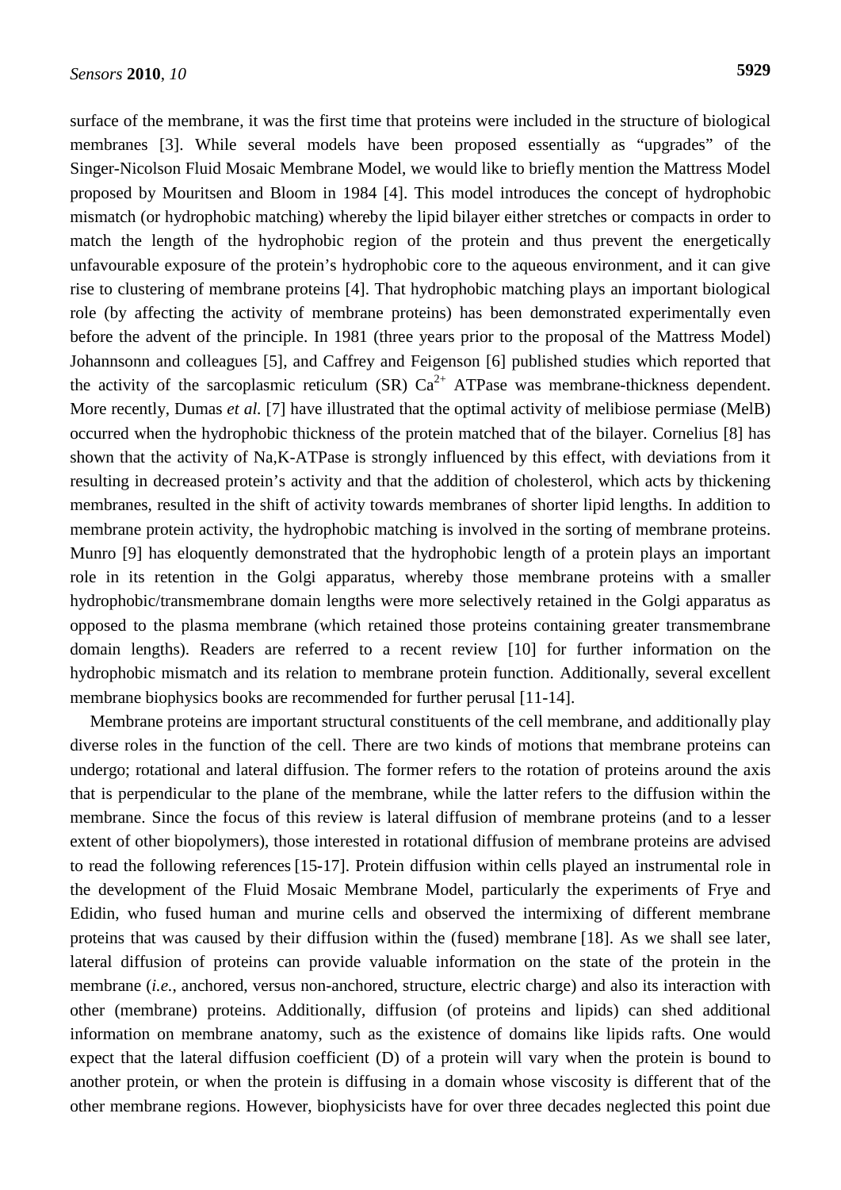surface of the membrane, it was the first time that proteins were included in the structure of biological membranes [3]. While several models have been proposed essentially as "upgrades" of the Singer-Nicolson Fluid Mosaic Membrane Model, we would like to briefly mention the Mattress Model proposed by Mouritsen and Bloom in 1984 [4]. This model introduces the concept of hydrophobic mismatch (or hydrophobic matching) whereby the lipid bilayer either stretches or compacts in order to match the length of the hydrophobic region of the protein and thus prevent the energetically unfavourable exposure of the protein's hydrophobic core to the aqueous environment, and it can give rise to clustering of membrane proteins [4]. That hydrophobic matching plays an important biological role (by affecting the activity of membrane proteins) has been demonstrated experimentally even before the advent of the principle. In 1981 (three years prior to the proposal of the Mattress Model) Johannsonn and colleagues [5], and Caffrey and Feigenson [6] published studies which reported that the activity of the sarcoplasmic reticulum (SR) $Ca^{2+}$ ATPase was membrane-thickness dependent. More recently, Dumas *et al.* [7] have illustrated that the optimal activity of melibiose permiase (MelB) occurred when the hydrophobic thickness of the protein matched that of the bilayer. Cornelius [8] has shown that the activity of Na,K-ATPase is strongly influenced by this effect, with deviations from it resulting in decreased protein's activity and that the addition of cholesterol, which acts by thickening membranes, resulted in the shift of activity towards membranes of shorter lipid lengths. In addition to membrane protein activity, the hydrophobic matching is involved in the sorting of membrane proteins. Munro [9] has eloquently demonstrated that the hydrophobic length of a protein plays an important role in its retention in the Golgi apparatus, whereby those membrane proteins with a smaller hydrophobic/transmembrane domain lengths were more selectively retained in the Golgi apparatus as opposed to the plasma membrane (which retained those proteins containing greater transmembrane domain lengths). Readers are referred to a recent review [10] for further information on the hydrophobic mismatch and its relation to membrane protein function. Additionally, several excellent membrane biophysics books are recommended for further perusal [11-14].

Membrane proteins are important structural constituents of the cell membrane, and additionally play diverse roles in the function of the cell. There are two kinds of motions that membrane proteins can undergo; rotational and lateral diffusion. The former refers to the rotation of proteins around the axis that is perpendicular to the plane of the membrane, while the latter refers to the diffusion within the membrane. Since the focus of this review is lateral diffusion of membrane proteins (and to a lesser extent of other biopolymers), those interested in rotational diffusion of membrane proteins are advised to read the following references [15-17]. Protein diffusion within cells played an instrumental role in the development of the Fluid Mosaic Membrane Model, particularly the experiments of Frye and Edidin, who fused human and murine cells and observed the intermixing of different membrane proteins that was caused by their diffusion within the (fused) membrane [18]. As we shall see later, lateral diffusion of proteins can provide valuable information on the state of the protein in the membrane (*i.e.*, anchored, versus non-anchored, structure, electric charge) and also its interaction with other (membrane) proteins. Additionally, diffusion (of proteins and lipids) can shed additional information on membrane anatomy, such as the existence of domains like lipids rafts. One would expect that the lateral diffusion coefficient (D) of a protein will vary when the protein is bound to another protein, or when the protein is diffusing in a domain whose viscosity is different that of the other membrane regions. However, biophysicists have for over three decades neglected this point due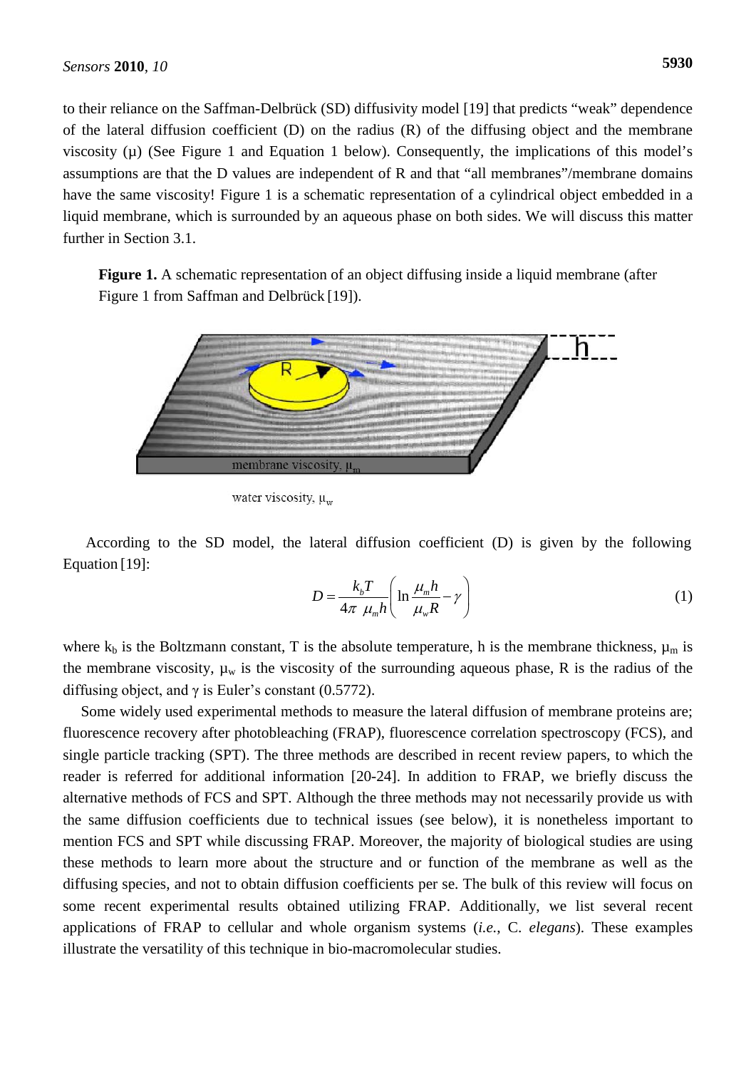to their reliance on the Saffman-Delbrück (SD) diffusivity model [19] that predicts "weak" dependence of the lateral diffusion coefficient (D) on the radius (R) of the diffusing object and the membrane viscosity (μ) (See Figure 1 and Equation 1 below). Consequently, the implications of this model's assumptions are that the D values are independent of R and that "all membranes"/membrane domains have the same viscosity! Figure 1 is a schematic representation of a cylindrical object embedded in a liquid membrane, which is surrounded by an aqueous phase on both sides. We will discuss this matter further in Section 3.1.

**Figure 1.** A schematic representation of an object diffusing inside a liquid membrane (after Figure 1 from Saffman and Delbrück [19]).

According to the SD model, the lateral diffusion coefficient (D) is given by the following Equation [19]:

$$D = \frac{k_b T}{4\pi \ \mu_m h}\left(\ln \frac{\mu_m h}{\mu_w R} - \gamma\right) \tag{1}$$

where $k_b$ is the Boltzmann constant, T is the absolute temperature, h is the membrane thickness, $\mu_m$ is the membrane viscosity, $\mu_w$ is the viscosity of the surrounding aqueous phase, R is the radius of the diffusing object, and $\gamma$ is Euler's constant (0.5772).

Some widely used experimental methods to measure the lateral diffusion of membrane proteins are; fluorescence recovery after photobleaching (FRAP), fluorescence correlation spectroscopy (FCS), and single particle tracking (SPT). The three methods are described in recent review papers, to which the reader is referred for additional information [20-24]. In addition to FRAP, we briefly discuss the alternative methods of FCS and SPT. Although the three methods may not necessarily provide us with the same diffusion coefficients due to technical issues (see below), it is nonetheless important to mention FCS and SPT while discussing FRAP. Moreover, the majority of biological studies are using these methods to learn more about the structure and or function of the membrane as well as the diffusing species, and not to obtain diffusion coefficients per se. The bulk of this review will focus on some recent experimental results obtained utilizing FRAP. Additionally, we list several recent applications of FRAP to cellular and whole organism systems (*i.e.*, C. *elegans*). These examples illustrate the versatility of this technique in bio-macromolecular studies.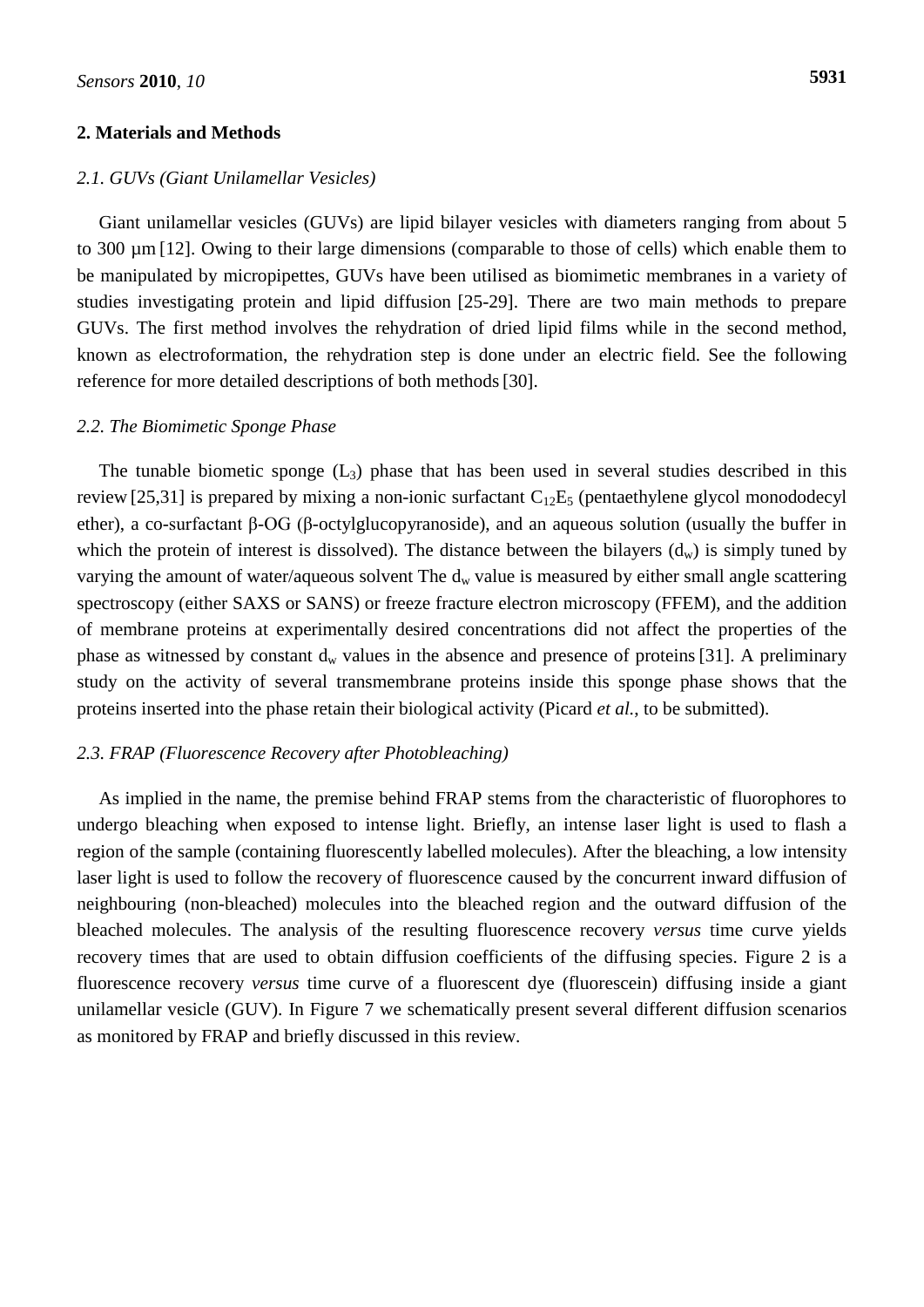## 2. Materials and Methods

### *2.1. GUVs (Giant Unilamellar Vesicles)*

Giant unilamellar vesicles (GUVs) are lipid bilayer vesicles with diameters ranging from about 5 to 300 µm [12]. Owing to their large dimensions (comparable to those of cells) which enable them to be manipulated by micropipettes, GUVs have been utilised as biomimetic membranes in a variety of studies investigating protein and lipid diffusion [25-29]. There are two main methods to prepare GUVs. The first method involves the rehydration of dried lipid films while in the second method, known as electroformation, the rehydration step is done under an electric field. See the following reference for more detailed descriptions of both methods [30].

### *2.2. The Biomimetic Sponge Phase*

The tunable biometic sponge ($L_3$) phase that has been used in several studies described in this review [25,31] is prepared by mixing a non-ionic surfactant $C_{12}E_5$ (pentaethylene glycol monododecyl ether), a co-surfactant β-OG (β-octylglucopyranoside), and an aqueous solution (usually the buffer in which the protein of interest is dissolved). The distance between the bilayers ($d_w$) is simply tuned by varying the amount of water/aqueous solvent The $d_w$ value is measured by either small angle scattering spectroscopy (either SAXS or SANS) or freeze fracture electron microscopy (FFEM), and the addition of membrane proteins at experimentally desired concentrations did not affect the properties of the phase as witnessed by constant $d_w$ values in the absence and presence of proteins [31]. A preliminary study on the activity of several transmembrane proteins inside this sponge phase shows that the proteins inserted into the phase retain their biological activity (Picard *et al.*, to be submitted).

### *2.3. FRAP (Fluorescence Recovery after Photobleaching)*

As implied in the name, the premise behind FRAP stems from the characteristic of fluorophores to undergo bleaching when exposed to intense light. Briefly, an intense laser light is used to flash a region of the sample (containing fluorescently labelled molecules). After the bleaching, a low intensity laser light is used to follow the recovery of fluorescence caused by the concurrent inward diffusion of neighbouring (non-bleached) molecules into the bleached region and the outward diffusion of the bleached molecules. The analysis of the resulting fluorescence recovery *versus* time curve yields recovery times that are used to obtain diffusion coefficients of the diffusing species. Figure 2 is a fluorescence recovery *versus* time curve of a fluorescent dye (fluorescein) diffusing inside a giant unilamellar vesicle (GUV). In Figure 7 we schematically present several different diffusion scenarios as monitored by FRAP and briefly discussed in this review.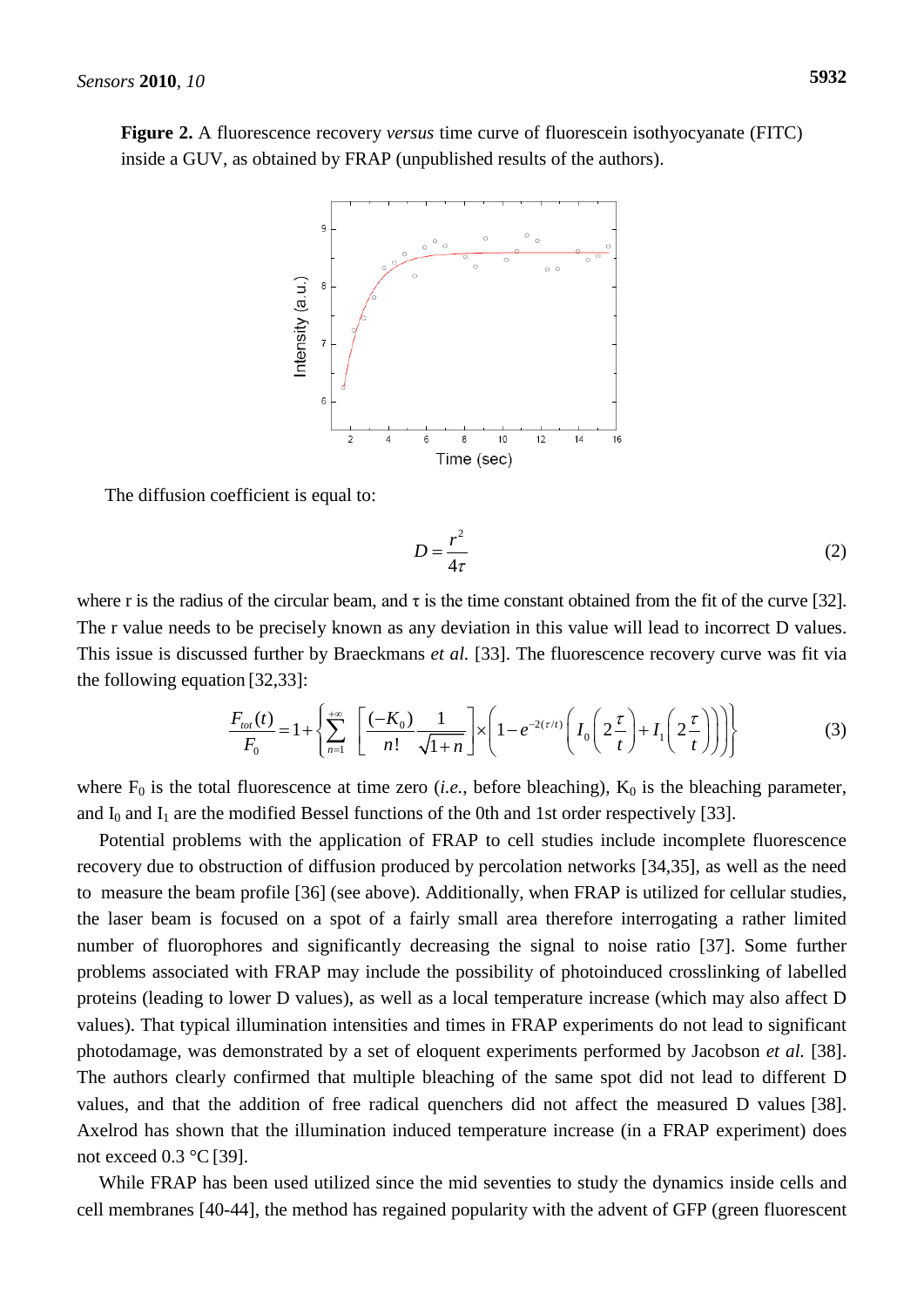**Figure 2.** A fluorescence recovery *versus* time curve of fluorescein isothyocyanate (FITC) inside a GUV, as obtained by FRAP (unpublished results of the authors).

The diffusion coefficient is equal to:

$$D = \frac{r^2}{4\tau} \tag{2}$$

where r is the radius of the circular beam, and τ is the time constant obtained from the fit of the curve [32]. The r value needs to be precisely known as any deviation in this value will lead to incorrect D values. This issue is discussed further by Braeckmans *et al.* [33]. The fluorescence recovery curve was fit via the following equation [32,33]:

$$\frac{F_{tot}(t)}{F_0} = 1 + \left\{ \sum_{n=1}^{+\infty} \left[ \frac{(-K_0)}{n!} \frac{1}{\sqrt{1+n}} \right] \times \left( 1 - e^{-2(\tau/t)} \left( I_0\left(2\frac{\tau}{t}\right) + I_1\left(2\frac{\tau}{t}\right) \right) \right) \right\} \tag{3}$$

where $F_0$ is the total fluorescence at time zero (*i.e.*, before bleaching), $K_0$ is the bleaching parameter, and $I_0$ and $I_1$ are the modified Bessel functions of the 0th and 1st order respectively [33].

Potential problems with the application of FRAP to cell studies include incomplete fluorescence recovery due to obstruction of diffusion produced by percolation networks [34,35], as well as the need to measure the beam profile [36] (see above). Additionally, when FRAP is utilized for cellular studies, the laser beam is focused on a spot of a fairly small area therefore interrogating a rather limited number of fluorophores and significantly decreasing the signal to noise ratio [37]. Some further problems associated with FRAP may include the possibility of photoinduced crosslinking of labelled proteins (leading to lower D values), as well as a local temperature increase (which may also affect D values). That typical illumination intensities and times in FRAP experiments do not lead to significant photodamage, was demonstrated by a set of eloquent experiments performed by Jacobson *et al.* [38]. The authors clearly confirmed that multiple bleaching of the same spot did not lead to different D values, and that the addition of free radical quenchers did not affect the measured D values [38]. Axelrod has shown that the illumination induced temperature increase (in a FRAP experiment) does not exceed 0.3 °C [39].

While FRAP has been used utilized since the mid seventies to study the dynamics inside cells and cell membranes [40-44], the method has regained popularity with the advent of GFP (green fluorescent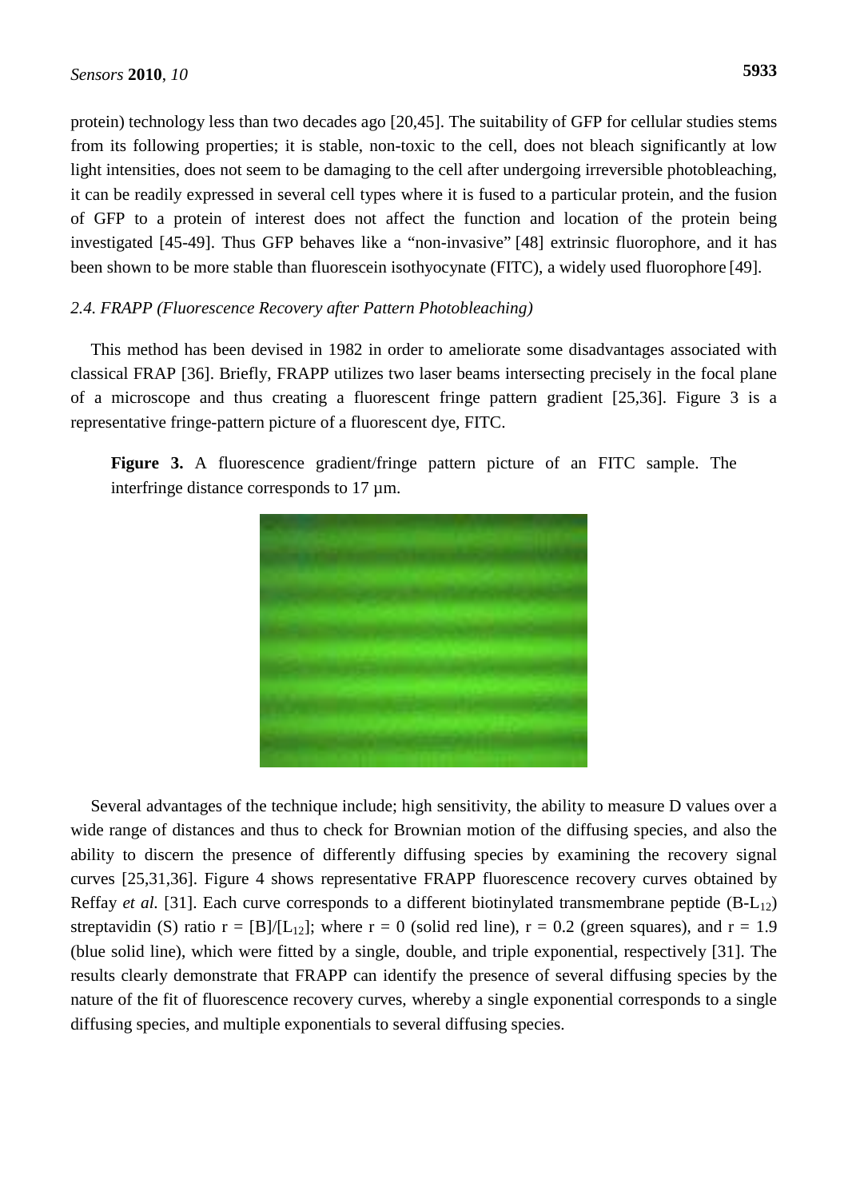protein) technology less than two decades ago [20,45]. The suitability of GFP for cellular studies stems from its following properties; it is stable, non-toxic to the cell, does not bleach significantly at low light intensities, does not seem to be damaging to the cell after undergoing irreversible photobleaching, it can be readily expressed in several cell types where it is fused to a particular protein, and the fusion of GFP to a protein of interest does not affect the function and location of the protein being investigated [45-49]. Thus GFP behaves like a "non-invasive" [48] extrinsic fluorophore, and it has been shown to be more stable than fluorescein isothyocynate (FITC), a widely used fluorophore [49].

### *2.4. FRAPP (Fluorescence Recovery after Pattern Photobleaching)*

This method has been devised in 1982 in order to ameliorate some disadvantages associated with classical FRAP [36]. Briefly, FRAPP utilizes two laser beams intersecting precisely in the focal plane of a microscope and thus creating a fluorescent fringe pattern gradient [25,36]. Figure 3 is a representative fringe-pattern picture of a fluorescent dye, FITC.

**Figure 3.** A fluorescence gradient/fringe pattern picture of an FITC sample. The interfringe distance corresponds to 17 µm.

Several advantages of the technique include; high sensitivity, the ability to measure D values over a wide range of distances and thus to check for Brownian motion of the diffusing species, and also the ability to discern the presence of differently diffusing species by examining the recovery signal curves [25,31,36]. Figure 4 shows representative FRAPP fluorescence recovery curves obtained by Reffay *et al.* [31]. Each curve corresponds to a different biotinylated transmembrane peptide ($B\text{-}L_{12}$) streptavidin (S) ratio $r = [B]/[L_{12}]$; where $r = 0$ (solid red line), $r = 0.2$ (green squares), and $r = 1.9$ (blue solid line), which were fitted by a single, double, and triple exponential, respectively [31]. The results clearly demonstrate that FRAPP can identify the presence of several diffusing species by the nature of the fit of fluorescence recovery curves, whereby a single exponential corresponds to a single diffusing species, and multiple exponentials to several diffusing species.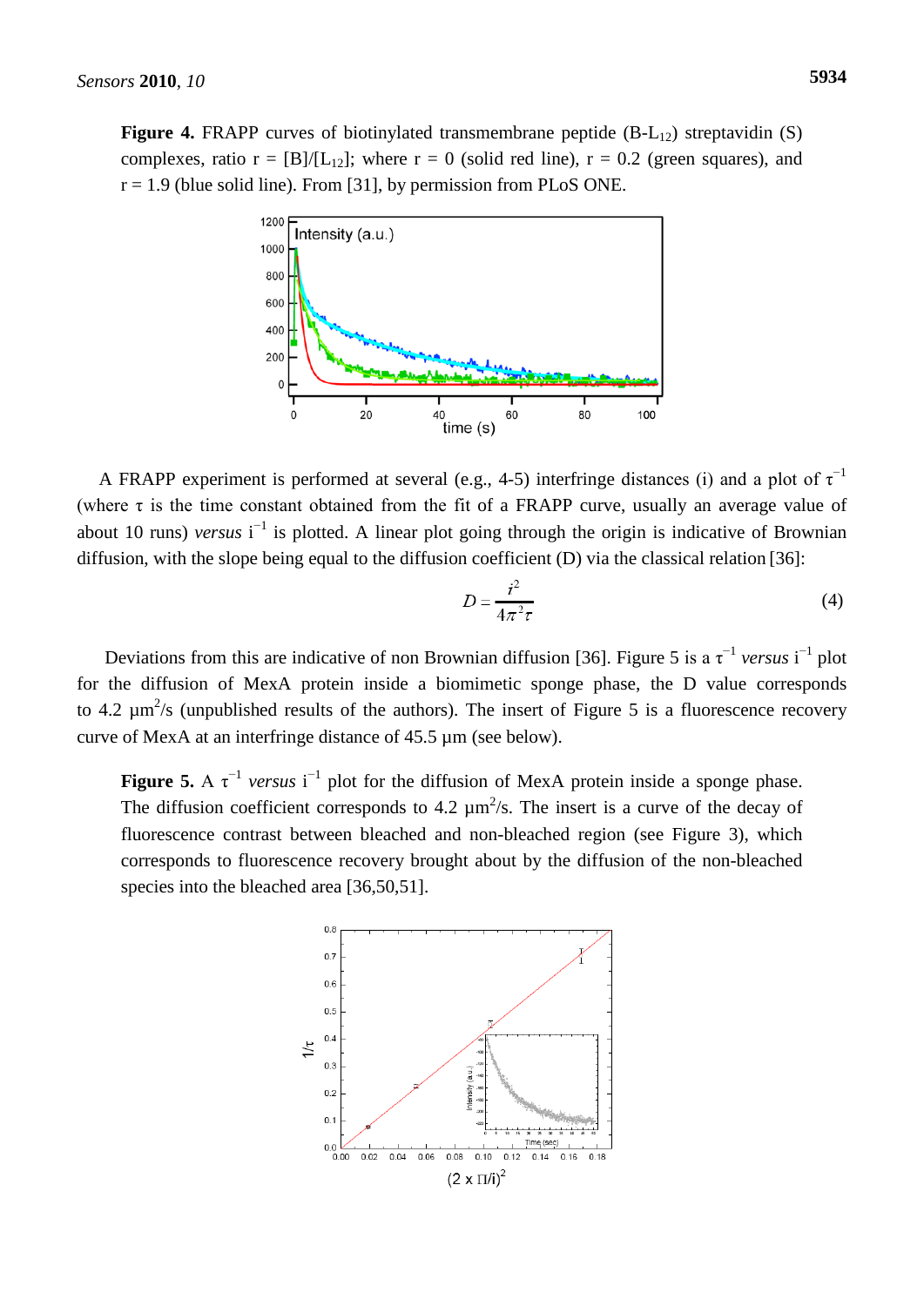**Figure 4.** FRAPP curves of biotinylated transmembrane peptide (B-$L_{12}$) streptavidin (S) complexes, ratio r = [B]/[$L_{12}$]; where r = 0 (solid red line), r = 0.2 (green squares), and r = 1.9 (blue solid line). From [31], by permission from PLoS ONE.

A FRAPP experiment is performed at several (e.g., 4-5) interfringe distances (i) and a plot of $\tau^{-1}$ (where $\tau$ is the time constant obtained from the fit of a FRAPP curve, usually an average value of about 10 runs) *versus* $i^{-1}$ is plotted. A linear plot going through the origin is indicative of Brownian diffusion, with the slope being equal to the diffusion coefficient (D) via the classical relation [36]:

$$D = \frac{i^2}{4\pi^2\tau} \tag{4}$$

Deviations from this are indicative of non Brownian diffusion [36]. Figure 5 is a $\tau^{-1}$ *versus* $i^{-1}$ plot for the diffusion of MexA protein inside a biomimetic sponge phase, the D value corresponds to 4.2 $\mu m^2/s$ (unpublished results of the authors). The insert of Figure 5 is a fluorescence recovery curve of MexA at an interfringe distance of 45.5 µm (see below).

**Figure 5.** A $\tau^{-1}$ *versus* $i^{-1}$ plot for the diffusion of MexA protein inside a sponge phase. The diffusion coefficient corresponds to 4.2 $\mu m^2/s$. The insert is a curve of the decay of fluorescence contrast between bleached and non-bleached region (see Figure 3), which corresponds to fluorescence recovery brought about by the diffusion of the non-bleached species into the bleached area [36,50,51].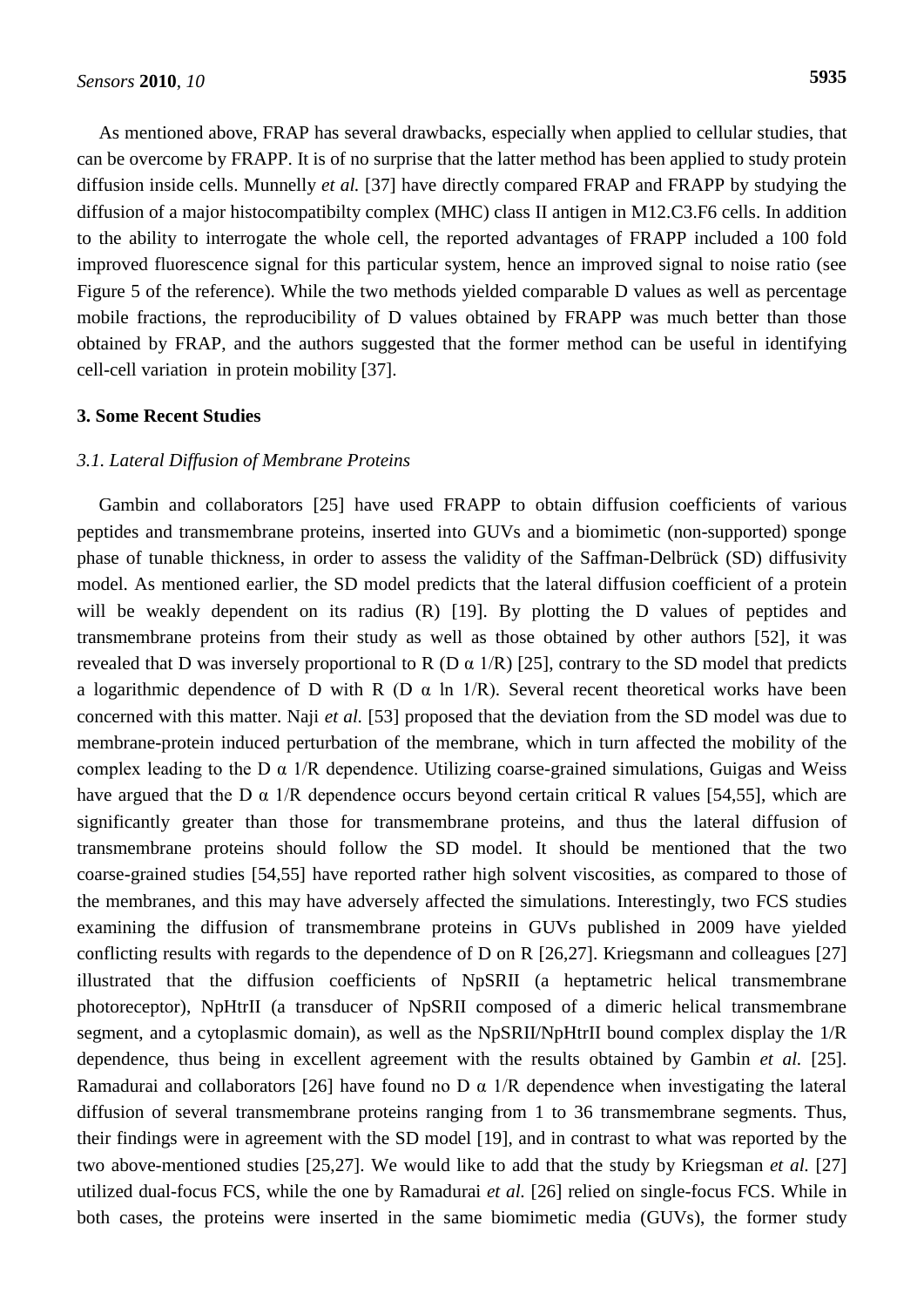As mentioned above, FRAP has several drawbacks, especially when applied to cellular studies, that can be overcome by FRAPP. It is of no surprise that the latter method has been applied to study protein diffusion inside cells. Munnelly *et al.* [37] have directly compared FRAP and FRAPP by studying the diffusion of a major histocompatibilty complex (MHC) class II antigen in M12.C3.F6 cells. In addition to the ability to interrogate the whole cell, the reported advantages of FRAPP included a 100 fold improved fluorescence signal for this particular system, hence an improved signal to noise ratio (see Figure 5 of the reference). While the two methods yielded comparable D values as well as percentage mobile fractions, the reproducibility of D values obtained by FRAPP was much better than those obtained by FRAP, and the authors suggested that the former method can be useful in identifying cell-cell variation in protein mobility [37].

## 3. Some Recent Studies

### *3.1. Lateral Diffusion of Membrane Proteins*

Gambin and collaborators [25] have used FRAPP to obtain diffusion coefficients of various peptides and transmembrane proteins, inserted into GUVs and a biomimetic (non-supported) sponge phase of tunable thickness, in order to assess the validity of the Saffman-Delbrück (SD) diffusivity model. As mentioned earlier, the SD model predicts that the lateral diffusion coefficient of a protein will be weakly dependent on its radius (R) [19]. By plotting the D values of peptides and transmembrane proteins from their study as well as those obtained by other authors [52], it was revealed that D was inversely proportional to R ($D \propto 1/R$) [25], contrary to the SD model that predicts a logarithmic dependence of D with R ($D \propto \ln 1/R$). Several recent theoretical works have been concerned with this matter. Naji *et al.* [53] proposed that the deviation from the SD model was due to membrane-protein induced perturbation of the membrane, which in turn affected the mobility of the complex leading to the $D \propto 1/R$ dependence. Utilizing coarse-grained simulations, Guigas and Weiss have argued that the $D \propto 1/R$ dependence occurs beyond certain critical R values [54,55], which are significantly greater than those for transmembrane proteins, and thus the lateral diffusion of transmembrane proteins should follow the SD model. It should be mentioned that the two coarse-grained studies [54,55] have reported rather high solvent viscosities, as compared to those of the membranes, and this may have adversely affected the simulations. Interestingly, two FCS studies examining the diffusion of transmembrane proteins in GUVs published in 2009 have yielded conflicting results with regards to the dependence of D on R [26,27]. Kriegsmann and colleagues [27] illustrated that the diffusion coefficients of NpSRII (a heptametric helical transmembrane photoreceptor), NpHtrII (a transducer of NpSRII composed of a dimeric helical transmembrane segment, and a cytoplasmic domain), as well as the NpSRII/NpHtrII bound complex display the 1/R dependence, thus being in excellent agreement with the results obtained by Gambin *et al.* [25]. Ramadurai and collaborators [26] have found no $D \propto 1/R$ dependence when investigating the lateral diffusion of several transmembrane proteins ranging from 1 to 36 transmembrane segments. Thus, their findings were in agreement with the SD model [19], and in contrast to what was reported by the two above-mentioned studies [25,27]. We would like to add that the study by Kriegsman *et al.* [27] utilized dual-focus FCS, while the one by Ramadurai *et al.* [26] relied on single-focus FCS. While in both cases, the proteins were inserted in the same biomimetic media (GUVs), the former study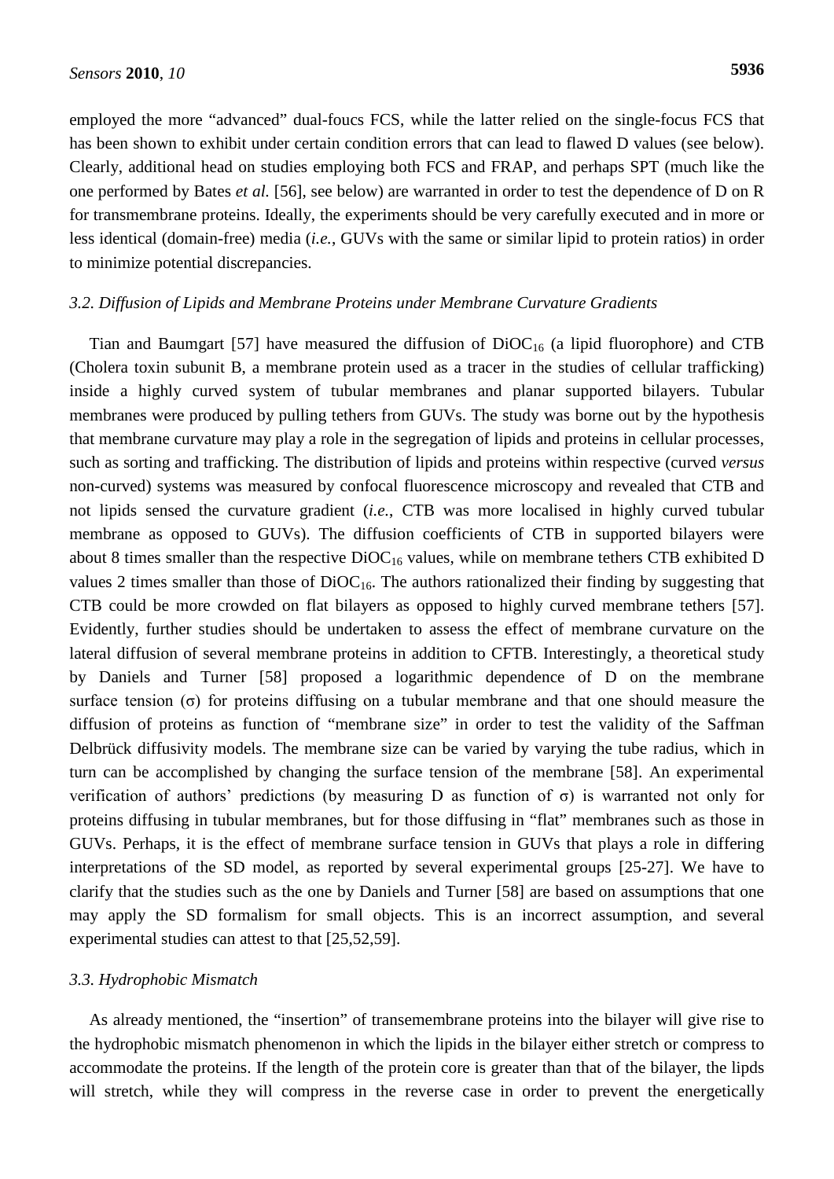employed the more "advanced" dual-foucs FCS, while the latter relied on the single-focus FCS that has been shown to exhibit under certain condition errors that can lead to flawed D values (see below). Clearly, additional head on studies employing both FCS and FRAP, and perhaps SPT (much like the one performed by Bates *et al.* [56], see below) are warranted in order to test the dependence of D on R for transmembrane proteins. Ideally, the experiments should be very carefully executed and in more or less identical (domain-free) media (*i.e.*, GUVs with the same or similar lipid to protein ratios) in order to minimize potential discrepancies.

### *3.2. Diffusion of Lipids and Membrane Proteins under Membrane Curvature Gradients*

Tian and Baumgart [57] have measured the diffusion of $DiOC_{16}$ (a lipid fluorophore) and CTB (Cholera toxin subunit B, a membrane protein used as a tracer in the studies of cellular trafficking) inside a highly curved system of tubular membranes and planar supported bilayers. Tubular membranes were produced by pulling tethers from GUVs. The study was borne out by the hypothesis that membrane curvature may play a role in the segregation of lipids and proteins in cellular processes, such as sorting and trafficking. The distribution of lipids and proteins within respective (curved *versus* non-curved) systems was measured by confocal fluorescence microscopy and revealed that CTB and not lipids sensed the curvature gradient (*i.e.*, CTB was more localised in highly curved tubular membrane as opposed to GUVs). The diffusion coefficients of CTB in supported bilayers were about 8 times smaller than the respective $DiOC_{16}$ values, while on membrane tethers CTB exhibited D values 2 times smaller than those of $DiOC_{16}$. The authors rationalized their finding by suggesting that CTB could be more crowded on flat bilayers as opposed to highly curved membrane tethers [57]. Evidently, further studies should be undertaken to assess the effect of membrane curvature on the lateral diffusion of several membrane proteins in addition to CFTB. Interestingly, a theoretical study by Daniels and Turner [58] proposed a logarithmic dependence of D on the membrane surface tension ($\sigma$) for proteins diffusing on a tubular membrane and that one should measure the diffusion of proteins as function of "membrane size" in order to test the validity of the Saffman Delbrück diffusivity models. The membrane size can be varied by varying the tube radius, which in turn can be accomplished by changing the surface tension of the membrane [58]. An experimental verification of authors' predictions (by measuring D as function of $\sigma$) is warranted not only for proteins diffusing in tubular membranes, but for those diffusing in "flat" membranes such as those in GUVs. Perhaps, it is the effect of membrane surface tension in GUVs that plays a role in differing interpretations of the SD model, as reported by several experimental groups [25-27]. We have to clarify that the studies such as the one by Daniels and Turner [58] are based on assumptions that one may apply the SD formalism for small objects. This is an incorrect assumption, and several experimental studies can attest to that [25,52,59].

### *3.3. Hydrophobic Mismatch*

As already mentioned, the "insertion" of transemembrane proteins into the bilayer will give rise to the hydrophobic mismatch phenomenon in which the lipids in the bilayer either stretch or compress to accommodate the proteins. If the length of the protein core is greater than that of the bilayer, the lipds will stretch, while they will compress in the reverse case in order to prevent the energetically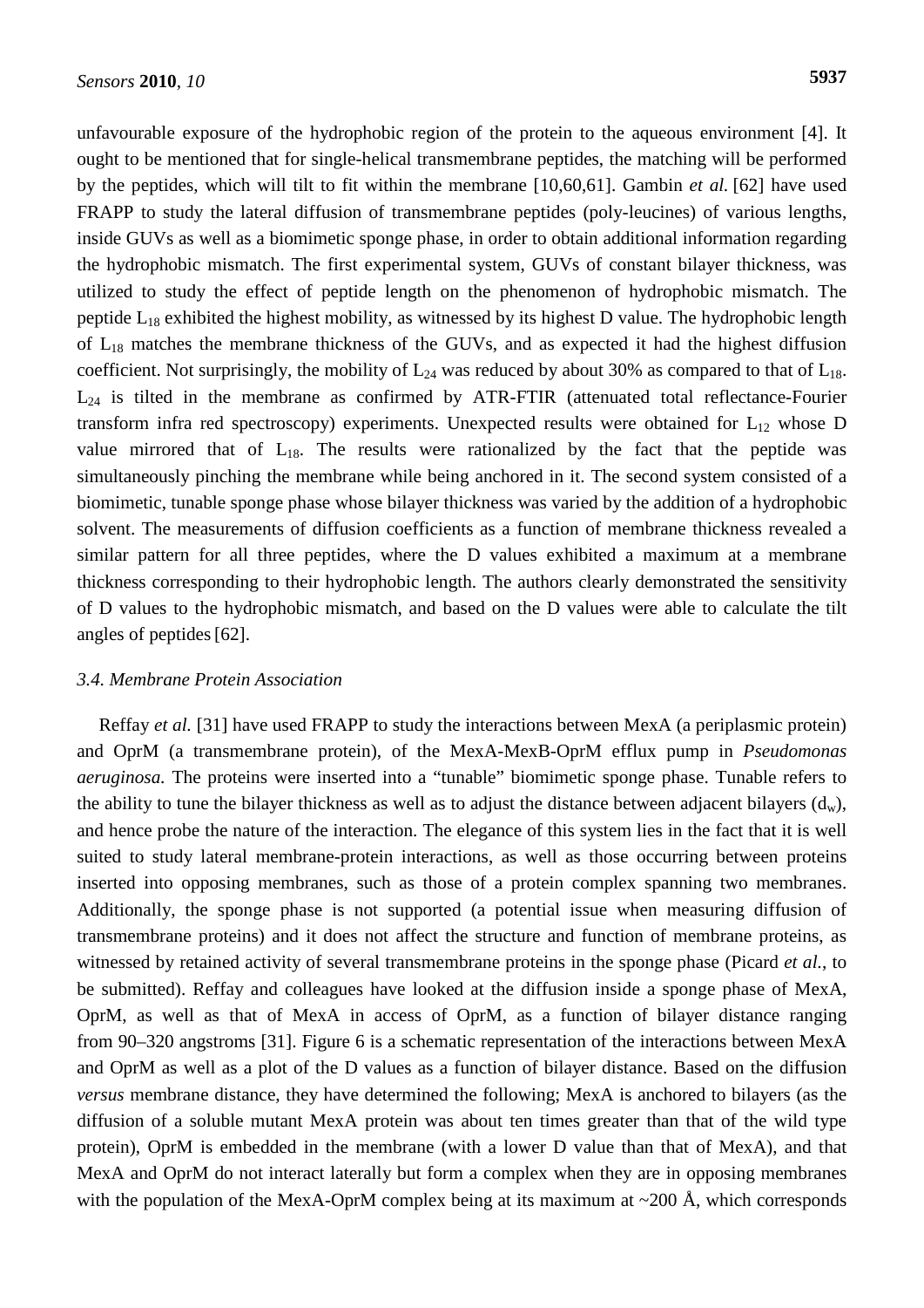unfavourable exposure of the hydrophobic region of the protein to the aqueous environment [4]. It ought to be mentioned that for single-helical transmembrane peptides, the matching will be performed by the peptides, which will tilt to fit within the membrane [10,60,61]. Gambin *et al.* [62] have used FRAPP to study the lateral diffusion of transmembrane peptides (poly-leucines) of various lengths, inside GUVs as well as a biomimetic sponge phase, in order to obtain additional information regarding the hydrophobic mismatch. The first experimental system, GUVs of constant bilayer thickness, was utilized to study the effect of peptide length on the phenomenon of hydrophobic mismatch. The peptide $L_{18}$ exhibited the highest mobility, as witnessed by its highest D value. The hydrophobic length of $L_{18}$ matches the membrane thickness of the GUVs, and as expected it had the highest diffusion coefficient. Not surprisingly, the mobility of $L_{24}$ was reduced by about 30% as compared to that of $L_{18}$. $L_{24}$ is tilted in the membrane as confirmed by ATR-FTIR (attenuated total reflectance-Fourier transform infra red spectroscopy) experiments. Unexpected results were obtained for $L_{12}$ whose D value mirrored that of $L_{18}$. The results were rationalized by the fact that the peptide was simultaneously pinching the membrane while being anchored in it. The second system consisted of a biomimetic, tunable sponge phase whose bilayer thickness was varied by the addition of a hydrophobic solvent. The measurements of diffusion coefficients as a function of membrane thickness revealed a similar pattern for all three peptides, where the D values exhibited a maximum at a membrane thickness corresponding to their hydrophobic length. The authors clearly demonstrated the sensitivity of D values to the hydrophobic mismatch, and based on the D values were able to calculate the tilt angles of peptides [62].

### 3.4. Membrane Protein Association

Reffay *et al.* [31] have used FRAPP to study the interactions between MexA (a periplasmic protein) and OprM (a transmembrane protein), of the MexA-MexB-OprM efflux pump in *Pseudomonas aeruginosa*. The proteins were inserted into a "tunable" biomimetic sponge phase. Tunable refers to the ability to tune the bilayer thickness as well as to adjust the distance between adjacent bilayers ($d_w$), and hence probe the nature of the interaction. The elegance of this system lies in the fact that it is well suited to study lateral membrane-protein interactions, as well as those occurring between proteins inserted into opposing membranes, such as those of a protein complex spanning two membranes. Additionally, the sponge phase is not supported (a potential issue when measuring diffusion of transmembrane proteins) and it does not affect the structure and function of membrane proteins, as witnessed by retained activity of several transmembrane proteins in the sponge phase (Picard *et al.*, to be submitted). Reffay and colleagues have looked at the diffusion inside a sponge phase of MexA, OprM, as well as that of MexA in access of OprM, as a function of bilayer distance ranging from 90–320 angstroms [31]. Figure 6 is a schematic representation of the interactions between MexA and OprM as well as a plot of the D values as a function of bilayer distance. Based on the diffusion *versus* membrane distance, they have determined the following; MexA is anchored to bilayers (as the diffusion of a soluble mutant MexA protein was about ten times greater than that of the wild type protein), OprM is embedded in the membrane (with a lower D value than that of MexA), and that MexA and OprM do not interact laterally but form a complex when they are in opposing membranes with the population of the MexA-OprM complex being at its maximum at ~200 Å, which corresponds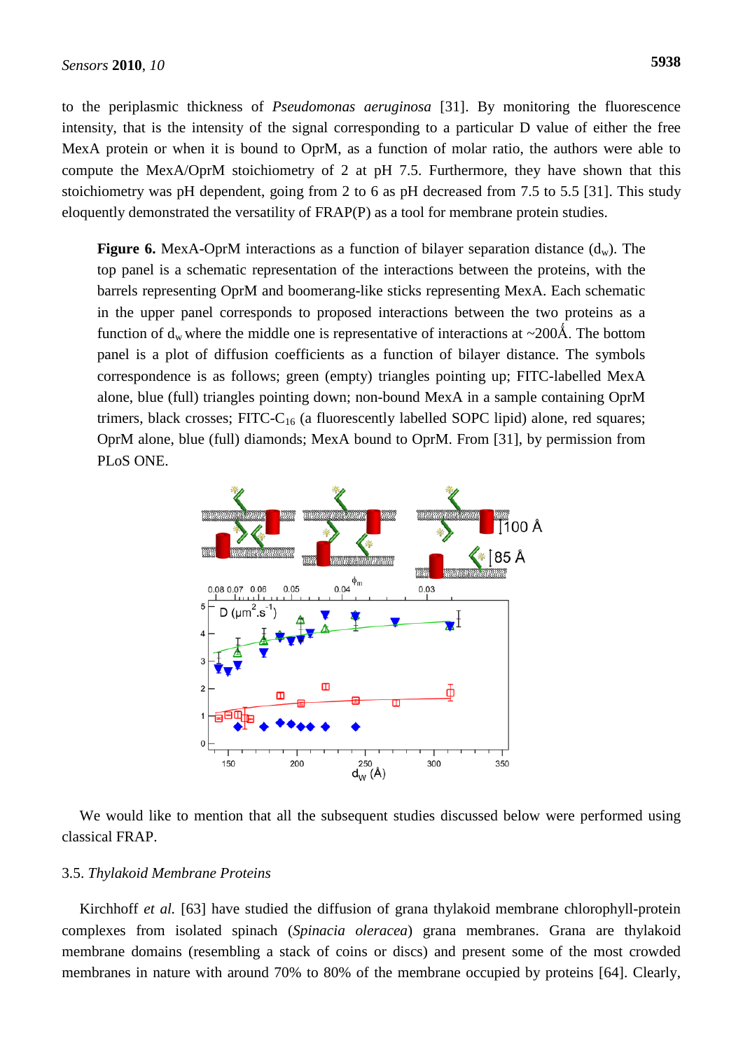to the periplasmic thickness of *Pseudomonas aeruginosa* [31]. By monitoring the fluorescence intensity, that is the intensity of the signal corresponding to a particular D value of either the free MexA protein or when it is bound to OprM, as a function of molar ratio, the authors were able to compute the MexA/OprM stoichiometry of 2 at pH 7.5. Furthermore, they have shown that this stoichiometry was pH dependent, going from 2 to 6 as pH decreased from 7.5 to 5.5 [31]. This study eloquently demonstrated the versatility of FRAP(P) as a tool for membrane protein studies.

**Figure 6.** MexA-OprM interactions as a function of bilayer separation distance ($d_w$). The top panel is a schematic representation of the interactions between the proteins, with the barrels representing OprM and boomerang-like sticks representing MexA. Each schematic in the upper panel corresponds to proposed interactions between the two proteins as a function of $d_w$ where the middle one is representative of interactions at ~200Å. The bottom panel is a plot of diffusion coefficients as a function of bilayer distance. The symbols correspondence is as follows; green (empty) triangles pointing up; FITC-labelled MexA alone, blue (full) triangles pointing down; non-bound MexA in a sample containing OprM trimers, black crosses; FITC-$C_{16}$ (a fluorescently labelled SOPC lipid) alone, red squares; OprM alone, blue (full) diamonds; MexA bound to OprM. From [31], by permission from PLoS ONE.

We would like to mention that all the subsequent studies discussed below were performed using classical FRAP.

### 3.5. *Thylakoid Membrane Proteins*

Kirchhoff *et al.* [63] have studied the diffusion of grana thylakoid membrane chlorophyll-protein complexes from isolated spinach (*Spinacia oleracea*) grana membranes. Grana are thylakoid membrane domains (resembling a stack of coins or discs) and present some of the most crowded membranes in nature with around 70% to 80% of the membrane occupied by proteins [64]. Clearly,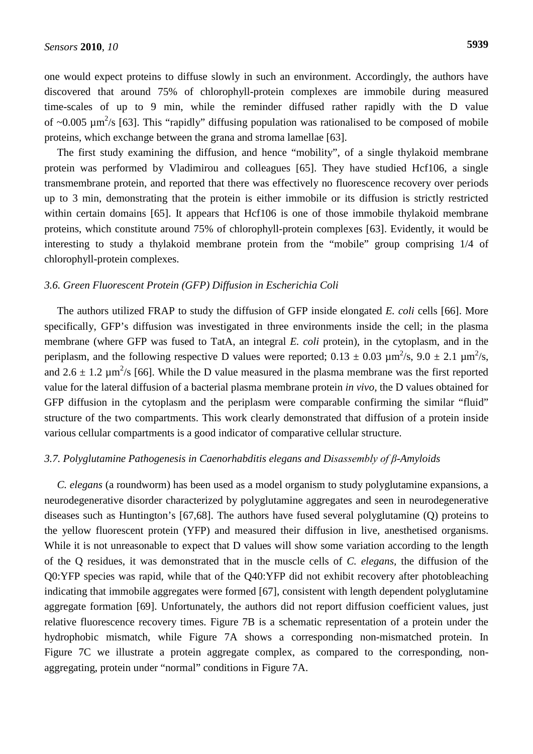one would expect proteins to diffuse slowly in such an environment. Accordingly, the authors have discovered that around 75% of chlorophyll-protein complexes are immobile during measured time-scales of up to 9 min, while the reminder diffused rather rapidly with the D value of ~0.005 $\mu m^2/s$ [63]. This "rapidly" diffusing population was rationalised to be composed of mobile proteins, which exchange between the grana and stroma lamellae [63].

The first study examining the diffusion, and hence "mobility", of a single thylakoid membrane protein was performed by Vladimirou and colleagues [65]. They have studied Hcf106, a single transmembrane protein, and reported that there was effectively no fluorescence recovery over periods up to 3 min, demonstrating that the protein is either immobile or its diffusion is strictly restricted within certain domains [65]. It appears that Hcf106 is one of those immobile thylakoid membrane proteins, which constitute around 75% of chlorophyll-protein complexes [63]. Evidently, it would be interesting to study a thylakoid membrane protein from the "mobile" group comprising 1/4 of chlorophyll-protein complexes.

### 3.6. Green Fluorescent Protein (GFP) Diffusion in *Escherichia Coli*

The authors utilized FRAP to study the diffusion of GFP inside elongated *E. coli* cells [66]. More specifically, GFP's diffusion was investigated in three environments inside the cell; in the plasma membrane (where GFP was fused to TatA, an integral *E. coli* protein), in the cytoplasm, and in the periplasm, and the following respective D values were reported; $0.13 \pm 0.03$ $\mu m^2/s$, $9.0 \pm 2.1$ $\mu m^2/s$, and $2.6 \pm 1.2$ $\mu m^2/s$ [66]. While the D value measured in the plasma membrane was the first reported value for the lateral diffusion of a bacterial plasma membrane protein *in vivo*, the D values obtained for GFP diffusion in the cytoplasm and the periplasm were comparable confirming the similar "fluid" structure of the two compartments. This work clearly demonstrated that diffusion of a protein inside various cellular compartments is a good indicator of comparative cellular structure.

### 3.7. Polyglutamine Pathogenesis in *Caenorhabditis elegans* and Disassembly of β-Amyloids

*C. elegans* (a roundworm) has been used as a model organism to study polyglutamine expansions, a neurodegenerative disorder characterized by polyglutamine aggregates and seen in neurodegenerative diseases such as Huntington's [67,68]. The authors have fused several polyglutamine (Q) proteins to the yellow fluorescent protein (YFP) and measured their diffusion in live, anesthetised organisms. While it is not unreasonable to expect that D values will show some variation according to the length of the Q residues, it was demonstrated that in the muscle cells of *C. elegans*, the diffusion of the Q0:YFP species was rapid, while that of the Q40:YFP did not exhibit recovery after photobleaching indicating that immobile aggregates were formed [67], consistent with length dependent polyglutamine aggregate formation [69]. Unfortunately, the authors did not report diffusion coefficient values, just relative fluorescence recovery times. Figure 7B is a schematic representation of a protein under the hydrophobic mismatch, while Figure 7A shows a corresponding non-mismatched protein. In Figure 7C we illustrate a protein aggregate complex, as compared to the corresponding, non-aggregating, protein under "normal" conditions in Figure 7A.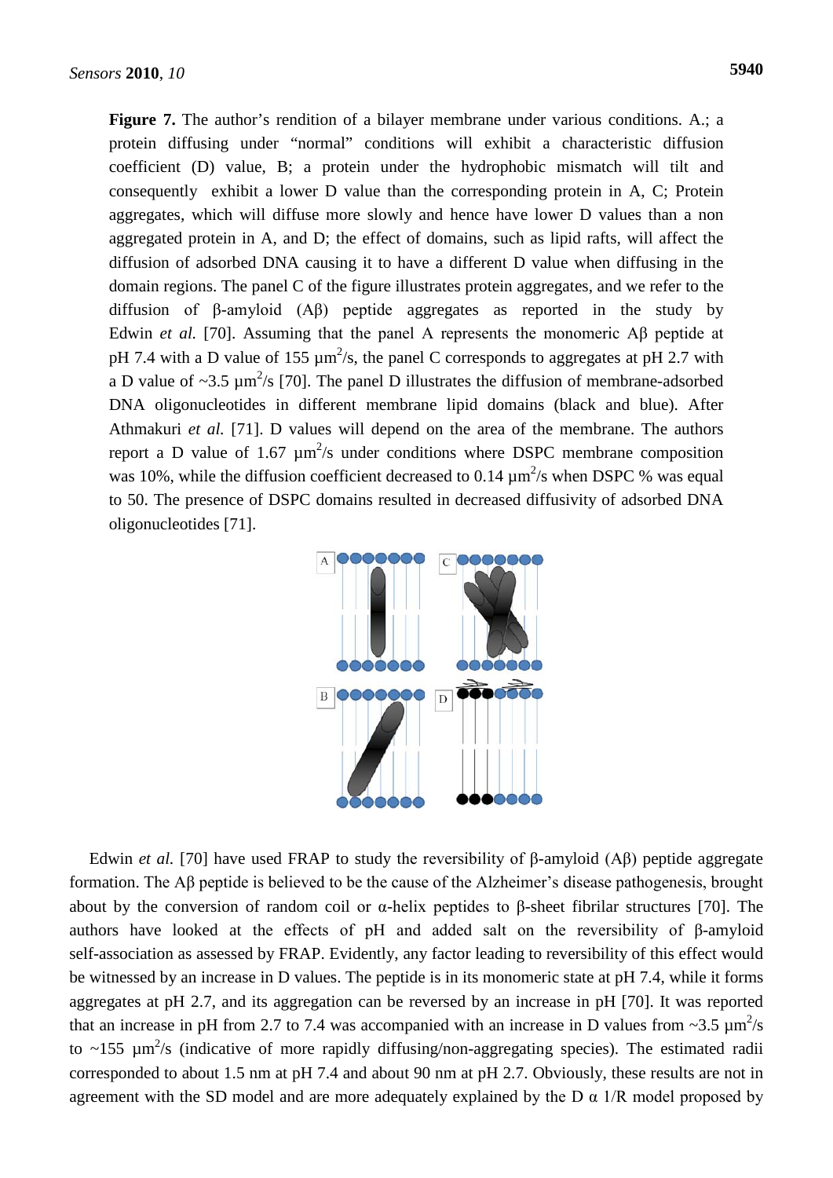**Figure 7.** The author's rendition of a bilayer membrane under various conditions. A.; a protein diffusing under "normal" conditions will exhibit a characteristic diffusion coefficient (D) value, B; a protein under the hydrophobic mismatch will tilt and consequently exhibit a lower D value than the corresponding protein in A, C; Protein aggregates, which will diffuse more slowly and hence have lower D values than a non aggregated protein in A, and D; the effect of domains, such as lipid rafts, will affect the diffusion of adsorbed DNA causing it to have a different D value when diffusing in the domain regions. The panel C of the figure illustrates protein aggregates, and we refer to the diffusion of β-amyloid (Aβ) peptide aggregates as reported in the study by Edwin *et al.* [70]. Assuming that the panel A represents the monomeric Aβ peptide at pH 7.4 with a D value of 155 $\mu m^2/s$, the panel C corresponds to aggregates at pH 2.7 with a D value of ~3.5 $\mu m^2/s$ [70]. The panel D illustrates the diffusion of membrane-adsorbed DNA oligonucleotides in different membrane lipid domains (black and blue). After Athmakuri *et al.* [71]. D values will depend on the area of the membrane. The authors report a D value of 1.67 $\mu m^2/s$ under conditions where DSPC membrane composition was 10%, while the diffusion coefficient decreased to 0.14 $\mu m^2/s$ when DSPC % was equal to 50. The presence of DSPC domains resulted in decreased diffusivity of adsorbed DNA oligonucleotides [71].

Edwin *et al.* [70] have used FRAP to study the reversibility of β-amyloid (Aβ) peptide aggregate formation. The Aβ peptide is believed to be the cause of the Alzheimer's disease pathogenesis, brought about by the conversion of random coil or α-helix peptides to β-sheet fibrilar structures [70]. The authors have looked at the effects of pH and added salt on the reversibility of β-amyloid self-association as assessed by FRAP. Evidently, any factor leading to reversibility of this effect would be witnessed by an increase in D values. The peptide is in its monomeric state at pH 7.4, while it forms aggregates at pH 2.7, and its aggregation can be reversed by an increase in pH [70]. It was reported that an increase in pH from 2.7 to 7.4 was accompanied with an increase in D values from ~3.5 $\mu m^2/s$ to ~155 $\mu m^2/s$ (indicative of more rapidly diffusing/non-aggregating species). The estimated radii corresponded to about 1.5 nm at pH 7.4 and about 90 nm at pH 2.7. Obviously, these results are not in agreement with the SD model and are more adequately explained by the D α 1/R model proposed by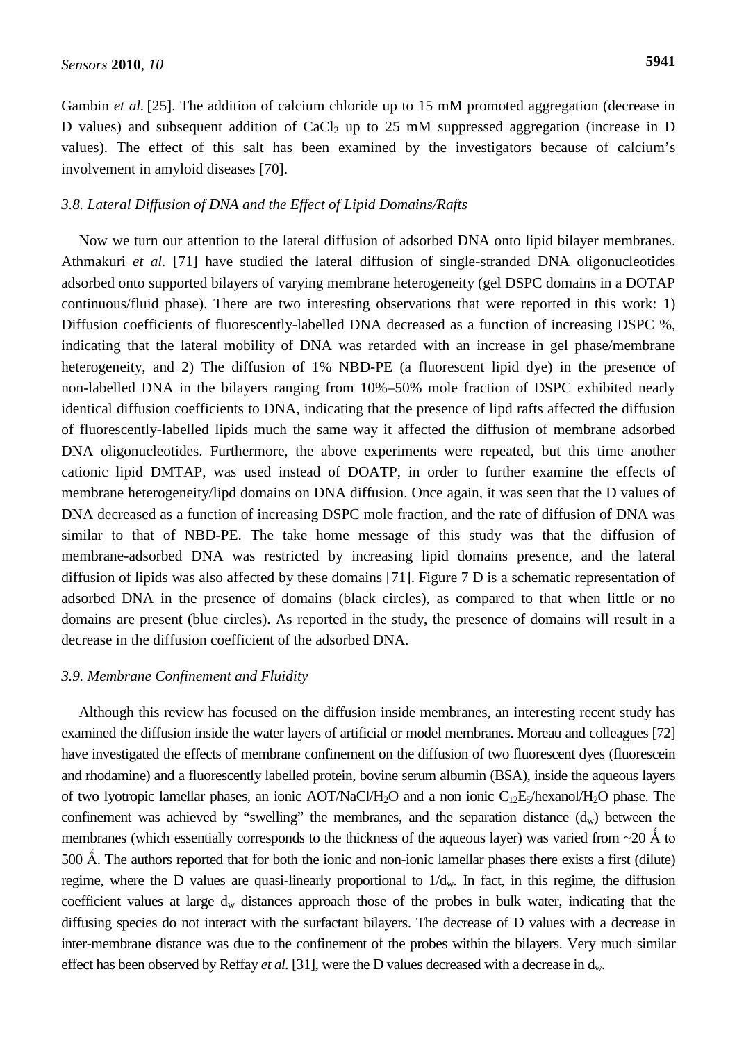Gambin *et al.* [25]. The addition of calcium chloride up to 15 mM promoted aggregation (decrease in D values) and subsequent addition of $CaCl_2$ up to 25 mM suppressed aggregation (increase in D values). The effect of this salt has been examined by the investigators because of calcium's involvement in amyloid diseases [70].

### *3.8. Lateral Diffusion of DNA and the Effect of Lipid Domains/Rafts*

Now we turn our attention to the lateral diffusion of adsorbed DNA onto lipid bilayer membranes. Athmakuri *et al.* [71] have studied the lateral diffusion of single-stranded DNA oligonucleotides adsorbed onto supported bilayers of varying membrane heterogeneity (gel DSPC domains in a DOTAP continuous/fluid phase). There are two interesting observations that were reported in this work: 1) Diffusion coefficients of fluorescently-labelled DNA decreased as a function of increasing DSPC %, indicating that the lateral mobility of DNA was retarded with an increase in gel phase/membrane heterogeneity, and 2) The diffusion of 1% NBD-PE (a fluorescent lipid dye) in the presence of non-labelled DNA in the bilayers ranging from 10%–50% mole fraction of DSPC exhibited nearly identical diffusion coefficients to DNA, indicating that the presence of lipd rafts affected the diffusion of fluorescently-labelled lipids much the same way it affected the diffusion of membrane adsorbed DNA oligonucleotides. Furthermore, the above experiments were repeated, but this time another cationic lipid DMTAP, was used instead of DOATP, in order to further examine the effects of membrane heterogeneity/lipd domains on DNA diffusion. Once again, it was seen that the D values of DNA decreased as a function of increasing DSPC mole fraction, and the rate of diffusion of DNA was similar to that of NBD-PE. The take home message of this study was that the diffusion of membrane-adsorbed DNA was restricted by increasing lipid domains presence, and the lateral diffusion of lipids was also affected by these domains [71]. Figure 7 D is a schematic representation of adsorbed DNA in the presence of domains (black circles), as compared to that when little or no domains are present (blue circles). As reported in the study, the presence of domains will result in a decrease in the diffusion coefficient of the adsorbed DNA.

### *3.9. Membrane Confinement and Fluidity*

Although this review has focused on the diffusion inside membranes, an interesting recent study has examined the diffusion inside the water layers of artificial or model membranes. Moreau and colleagues [72] have investigated the effects of membrane confinement on the diffusion of two fluorescent dyes (fluorescein and rhodamine) and a fluorescently labelled protein, bovine serum albumin (BSA), inside the aqueous layers of two lyotropic lamellar phases, an ionic AOT/NaCl/$H_2O$ and a non ionic $C_{12}E_5$/hexanol/$H_2O$ phase. The confinement was achieved by "swelling" the membranes, and the separation distance ($d_w$) between the membranes (which essentially corresponds to the thickness of the aqueous layer) was varied from ~20 Å to 500 Å. The authors reported that for both the ionic and non-ionic lamellar phases there exists a first (dilute) regime, where the D values are quasi-linearly proportional to $1/d_w$. In fact, in this regime, the diffusion coefficient values at large $d_w$ distances approach those of the probes in bulk water, indicating that the diffusing species do not interact with the surfactant bilayers. The decrease of D values with a decrease in inter-membrane distance was due to the confinement of the probes within the bilayers. Very much similar effect has been observed by Reffay *et al.* [31], were the D values decreased with a decrease in $d_w$.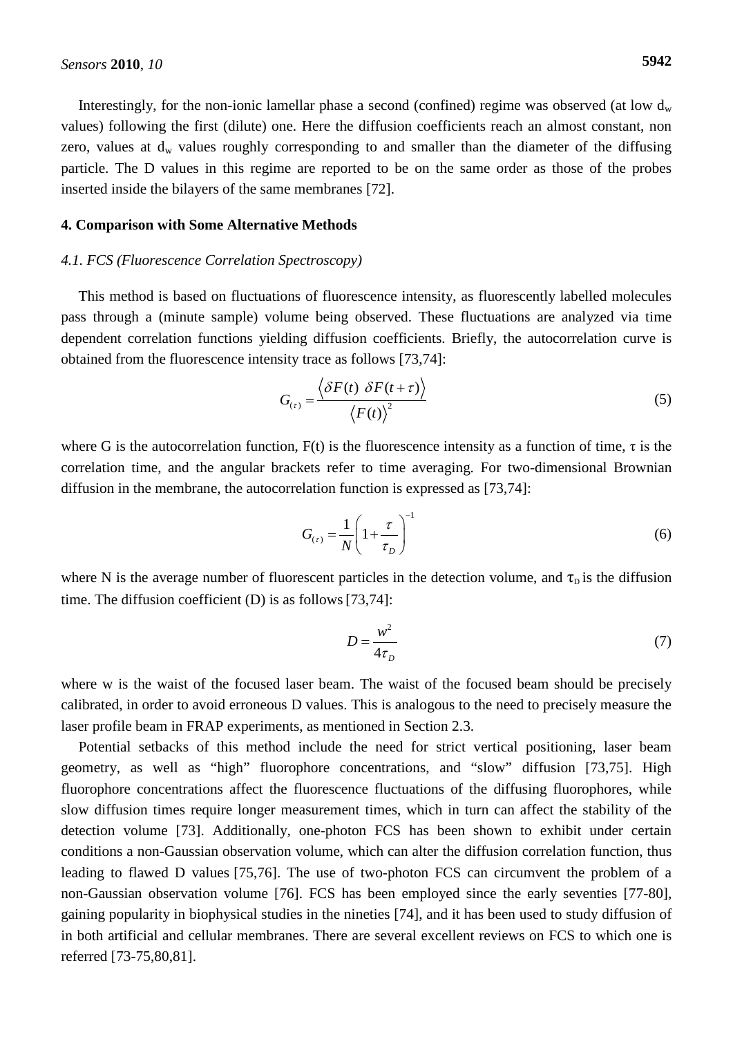Interestingly, for the non-ionic lamellar phase a second (confined) regime was observed (at low $d_w$ values) following the first (dilute) one. Here the diffusion coefficients reach an almost constant, non zero, values at $d_w$ values roughly corresponding to and smaller than the diameter of the diffusing particle. The D values in this regime are reported to be on the same order as those of the probes inserted inside the bilayers of the same membranes [72].

## 4. Comparison with Some Alternative Methods

### *4.1. FCS (Fluorescence Correlation Spectroscopy)*

This method is based on fluctuations of fluorescence intensity, as fluorescently labelled molecules pass through a (minute sample) volume being observed. These fluctuations are analyzed via time dependent correlation functions yielding diffusion coefficients. Briefly, the autocorrelation curve is obtained from the fluorescence intensity trace as follows [73,74]:

$$G_{(\tau)} = \frac{\langle \delta F(t)\ \delta F(t+\tau) \rangle}{\langle F(t) \rangle^2} \tag{5}$$

where G is the autocorrelation function, F(t) is the fluorescence intensity as a function of time, $\tau$ is the correlation time, and the angular brackets refer to time averaging. For two-dimensional Brownian diffusion in the membrane, the autocorrelation function is expressed as [73,74]:

$$G_{(\tau)} = \frac{1}{N}\left(1 + \frac{\tau}{\tau_D}\right)^{-1} \tag{6}$$

where N is the average number of fluorescent particles in the detection volume, and $\tau_D$ is the diffusion time. The diffusion coefficient (D) is as follows [73,74]:

$$D = \frac{w^2}{4\tau_D} \tag{7}$$

where w is the waist of the focused laser beam. The waist of the focused beam should be precisely calibrated, in order to avoid erroneous D values. This is analogous to the need to precisely measure the laser profile beam in FRAP experiments, as mentioned in Section 2.3.

Potential setbacks of this method include the need for strict vertical positioning, laser beam geometry, as well as "high" fluorophore concentrations, and "slow" diffusion [73,75]. High fluorophore concentrations affect the fluorescence fluctuations of the diffusing fluorophores, while slow diffusion times require longer measurement times, which in turn can affect the stability of the detection volume [73]. Additionally, one-photon FCS has been shown to exhibit under certain conditions a non-Gaussian observation volume, which can alter the diffusion correlation function, thus leading to flawed D values [75,76]. The use of two-photon FCS can circumvent the problem of a non-Gaussian observation volume [76]. FCS has been employed since the early seventies [77-80], gaining popularity in biophysical studies in the nineties [74], and it has been used to study diffusion of in both artificial and cellular membranes. There are several excellent reviews on FCS to which one is referred [73-75,80,81].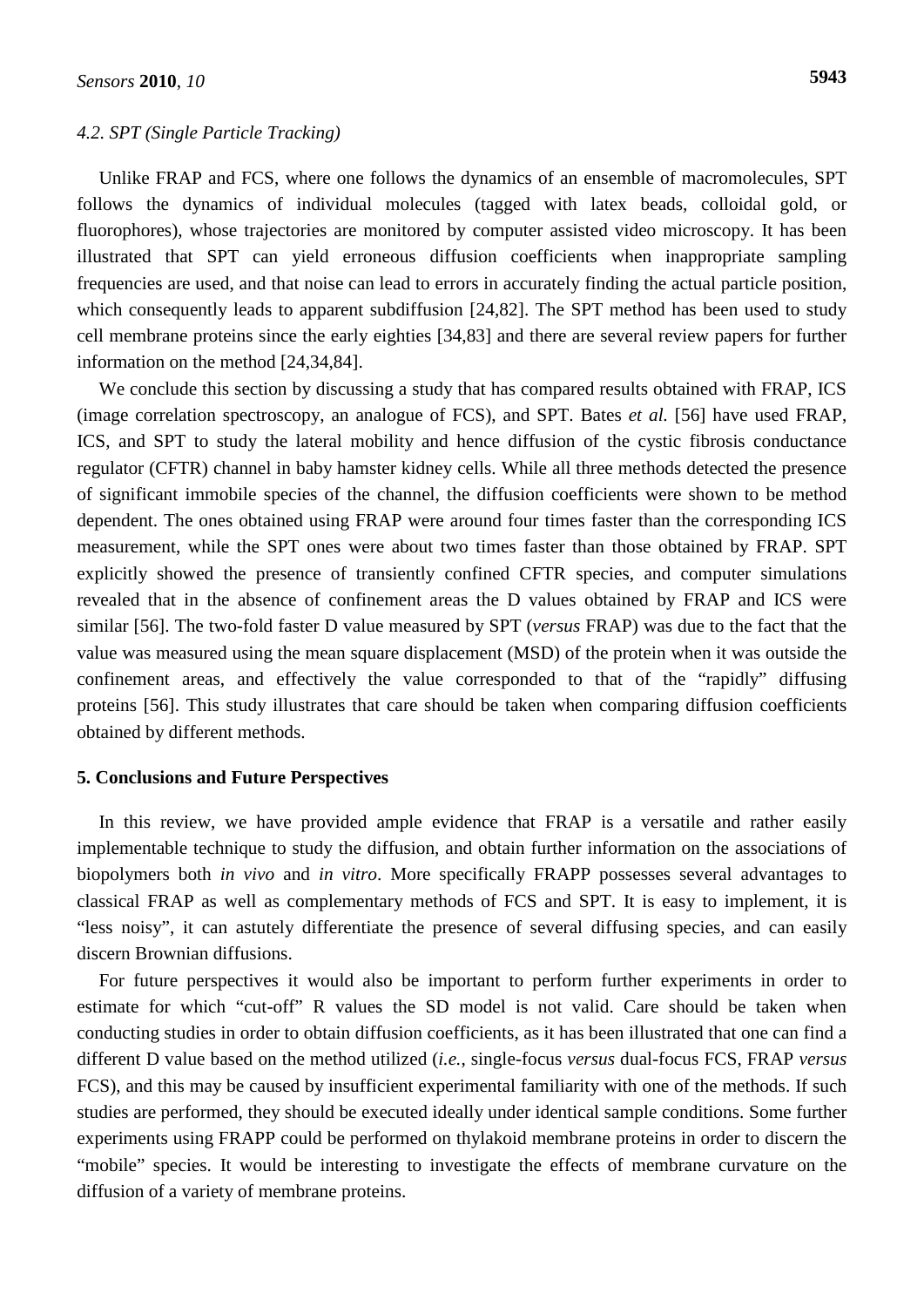### 4.2. SPT (Single Particle Tracking)

Unlike FRAP and FCS, where one follows the dynamics of an ensemble of macromolecules, SPT follows the dynamics of individual molecules (tagged with latex beads, colloidal gold, or fluorophores), whose trajectories are monitored by computer assisted video microscopy. It has been illustrated that SPT can yield erroneous diffusion coefficients when inappropriate sampling frequencies are used, and that noise can lead to errors in accurately finding the actual particle position, which consequently leads to apparent subdiffusion [24,82]. The SPT method has been used to study cell membrane proteins since the early eighties [34,83] and there are several review papers for further information on the method [24,34,84].

We conclude this section by discussing a study that has compared results obtained with FRAP, ICS (image correlation spectroscopy, an analogue of FCS), and SPT. Bates *et al.* [56] have used FRAP, ICS, and SPT to study the lateral mobility and hence diffusion of the cystic fibrosis conductance regulator (CFTR) channel in baby hamster kidney cells. While all three methods detected the presence of significant immobile species of the channel, the diffusion coefficients were shown to be method dependent. The ones obtained using FRAP were around four times faster than the corresponding ICS measurement, while the SPT ones were about two times faster than those obtained by FRAP. SPT explicitly showed the presence of transiently confined CFTR species, and computer simulations revealed that in the absence of confinement areas the D values obtained by FRAP and ICS were similar [56]. The two-fold faster D value measured by SPT (*versus* FRAP) was due to the fact that the value was measured using the mean square displacement (MSD) of the protein when it was outside the confinement areas, and effectively the value corresponded to that of the "rapidly" diffusing proteins [56]. This study illustrates that care should be taken when comparing diffusion coefficients obtained by different methods.

## 5. Conclusions and Future Perspectives

In this review, we have provided ample evidence that FRAP is a versatile and rather easily implementable technique to study the diffusion, and obtain further information on the associations of biopolymers both *in vivo* and *in vitro*. More specifically FRAPP possesses several advantages to classical FRAP as well as complementary methods of FCS and SPT. It is easy to implement, it is "less noisy", it can astutely differentiate the presence of several diffusing species, and can easily discern Brownian diffusions.

For future perspectives it would also be important to perform further experiments in order to estimate for which "cut-off" R values the SD model is not valid. Care should be taken when conducting studies in order to obtain diffusion coefficients, as it has been illustrated that one can find a different D value based on the method utilized (*i.e.*, single-focus *versus* dual-focus FCS, FRAP *versus* FCS), and this may be caused by insufficient experimental familiarity with one of the methods. If such studies are performed, they should be executed ideally under identical sample conditions. Some further experiments using FRAPP could be performed on thylakoid membrane proteins in order to discern the "mobile" species. It would be interesting to investigate the effects of membrane curvature on the diffusion of a variety of membrane proteins.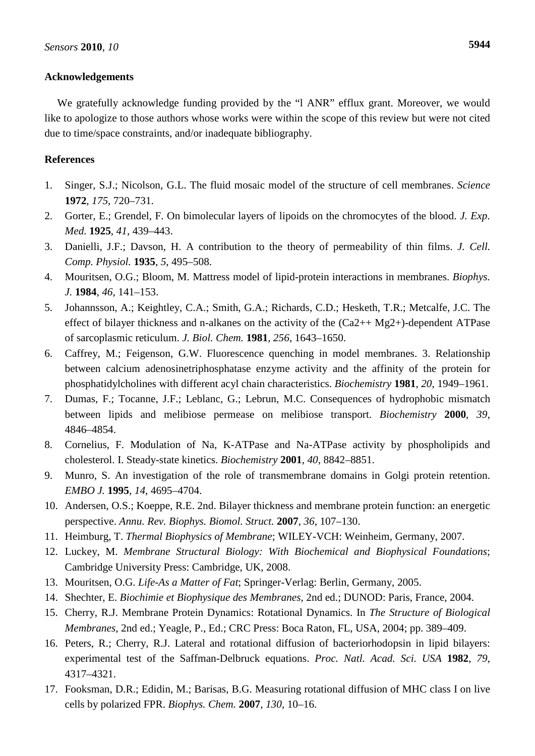## Acknowledgements

We gratefully acknowledge funding provided by the "l ANR" efflux grant. Moreover, we would like to apologize to those authors whose works were within the scope of this review but were not cited due to time/space constraints, and/or inadequate bibliography.

## References

1. Singer, S.J.; Nicolson, G.L. The fluid mosaic model of the structure of cell membranes. *Science* **1972**, *175*, 720–731.
2. Gorter, E.; Grendel, F. On bimolecular layers of lipoids on the chromocytes of the blood. *J. Exp. Med.* **1925**, *41*, 439–443.
3. Danielli, J.F.; Davson, H. A contribution to the theory of permeability of thin films. *J. Cell. Comp. Physiol.* **1935**, *5*, 495–508.
4. Mouritsen, O.G.; Bloom, M. Mattress model of lipid-protein interactions in membranes. *Biophys. J.* **1984**, *46*, 141–153.
5. Johannsson, A.; Keightley, C.A.; Smith, G.A.; Richards, C.D.; Hesketh, T.R.; Metcalfe, J.C. The effect of bilayer thickness and n-alkanes on the activity of the (Ca2++ Mg2+)-dependent ATPase of sarcoplasmic reticulum. *J. Biol. Chem.* **1981**, *256*, 1643–1650.
6. Caffrey, M.; Feigenson, G.W. Fluorescence quenching in model membranes. 3. Relationship between calcium adenosinetriphosphatase enzyme activity and the affinity of the protein for phosphatidylcholines with different acyl chain characteristics. *Biochemistry* **1981**, *20*, 1949–1961.
7. Dumas, F.; Tocanne, J.F.; Leblanc, G.; Lebrun, M.C. Consequences of hydrophobic mismatch between lipids and melibiose permease on melibiose transport. *Biochemistry* **2000**, *39*, 4846–4854.
8. Cornelius, F. Modulation of Na, K-ATPase and Na-ATPase activity by phospholipids and cholesterol. I. Steady-state kinetics. *Biochemistry* **2001**, *40*, 8842–8851.
9. Munro, S. An investigation of the role of transmembrane domains in Golgi protein retention. *EMBO J.* **1995**, *14*, 4695–4704.
10. Andersen, O.S.; Koeppe, R.E. 2nd. Bilayer thickness and membrane protein function: an energetic perspective. *Annu. Rev. Biophys. Biomol. Struct.* **2007**, *36*, 107–130.
11. Heimburg, T. *Thermal Biophysics of Membrane*; WILEY-VCH: Weinheim, Germany, 2007.
12. Luckey, M. *Membrane Structural Biology: With Biochemical and Biophysical Foundations*; Cambridge University Press: Cambridge, UK, 2008.
13. Mouritsen, O.G. *Life-As a Matter of Fat*; Springer-Verlag: Berlin, Germany, 2005.
14. Shechter, E. *Biochimie et Biophysique des Membranes*, 2nd ed.; DUNOD: Paris, France, 2004.
15. Cherry, R.J. Membrane Protein Dynamics: Rotational Dynamics. In *The Structure of Biological Membranes*, 2nd ed.; Yeagle, P., Ed.; CRC Press: Boca Raton, FL, USA, 2004; pp. 389–409.
16. Peters, R.; Cherry, R.J. Lateral and rotational diffusion of bacteriorhodopsin in lipid bilayers: experimental test of the Saffman-Delbruck equations. *Proc. Natl. Acad. Sci. USA* **1982**, *79*, 4317–4321.
17. Fooksman, D.R.; Edidin, M.; Barisas, B.G. Measuring rotational diffusion of MHC class I on live cells by polarized FPR. *Biophys. Chem.* **2007**, *130*, 10–16.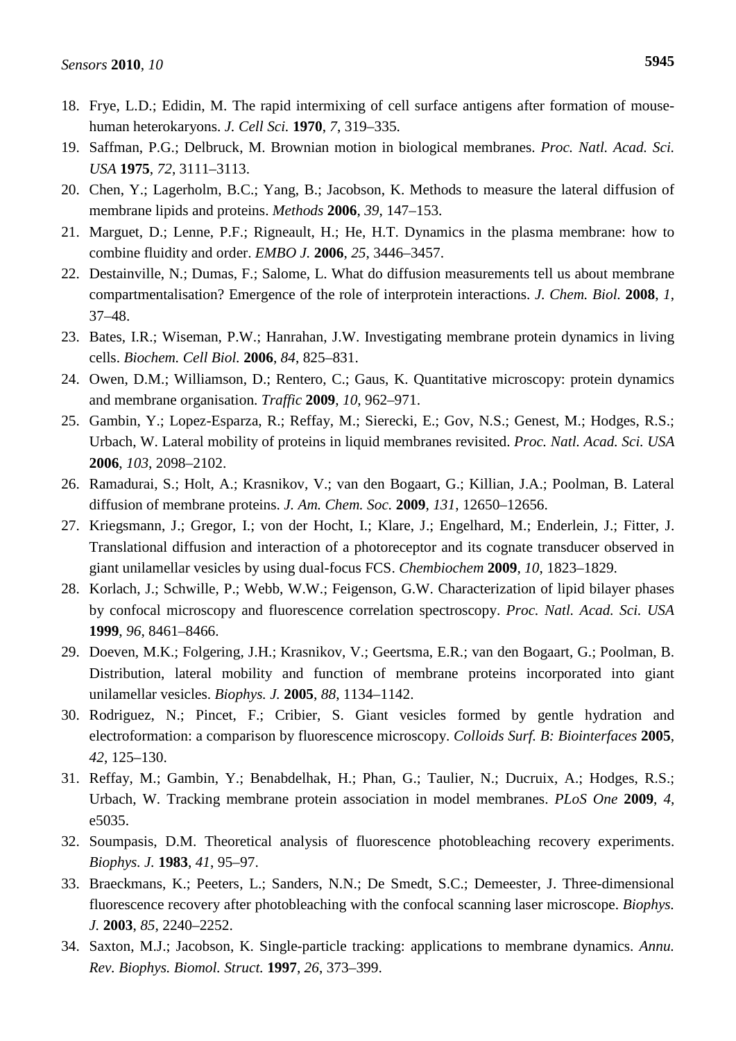18. Frye, L.D.; Edidin, M. The rapid intermixing of cell surface antigens after formation of mouse-human heterokaryons. *J. Cell Sci.* **1970**, *7*, 319–335.
19. Saffman, P.G.; Delbruck, M. Brownian motion in biological membranes. *Proc. Natl. Acad. Sci. USA* **1975**, *72*, 3111–3113.
20. Chen, Y.; Lagerholm, B.C.; Yang, B.; Jacobson, K. Methods to measure the lateral diffusion of membrane lipids and proteins. *Methods* **2006**, *39*, 147–153.
21. Marguet, D.; Lenne, P.F.; Rigneault, H.; He, H.T. Dynamics in the plasma membrane: how to combine fluidity and order. *EMBO J.* **2006**, *25*, 3446–3457.
22. Destainville, N.; Dumas, F.; Salome, L. What do diffusion measurements tell us about membrane compartmentalisation? Emergence of the role of interprotein interactions. *J. Chem. Biol.* **2008**, *1*, 37–48.
23. Bates, I.R.; Wiseman, P.W.; Hanrahan, J.W. Investigating membrane protein dynamics in living cells. *Biochem. Cell Biol.* **2006**, *84*, 825–831.
24. Owen, D.M.; Williamson, D.; Rentero, C.; Gaus, K. Quantitative microscopy: protein dynamics and membrane organisation. *Traffic* **2009**, *10*, 962–971.
25. Gambin, Y.; Lopez-Esparza, R.; Reffay, M.; Sierecki, E.; Gov, N.S.; Genest, M.; Hodges, R.S.; Urbach, W. Lateral mobility of proteins in liquid membranes revisited. *Proc. Natl. Acad. Sci. USA* **2006**, *103*, 2098–2102.
26. Ramadurai, S.; Holt, A.; Krasnikov, V.; van den Bogaart, G.; Killian, J.A.; Poolman, B. Lateral diffusion of membrane proteins. *J. Am. Chem. Soc.* **2009**, *131*, 12650–12656.
27. Kriegsmann, J.; Gregor, I.; von der Hocht, I.; Klare, J.; Engelhard, M.; Enderlein, J.; Fitter, J. Translational diffusion and interaction of a photoreceptor and its cognate transducer observed in giant unilamellar vesicles by using dual-focus FCS. *Chembiochem* **2009**, *10*, 1823–1829.
28. Korlach, J.; Schwille, P.; Webb, W.W.; Feigenson, G.W. Characterization of lipid bilayer phases by confocal microscopy and fluorescence correlation spectroscopy. *Proc. Natl. Acad. Sci. USA* **1999**, *96*, 8461–8466.
29. Doeven, M.K.; Folgering, J.H.; Krasnikov, V.; Geertsma, E.R.; van den Bogaart, G.; Poolman, B. Distribution, lateral mobility and function of membrane proteins incorporated into giant unilamellar vesicles. *Biophys. J.* **2005**, *88*, 1134–1142.
30. Rodriguez, N.; Pincet, F.; Cribier, S. Giant vesicles formed by gentle hydration and electroformation: a comparison by fluorescence microscopy. *Colloids Surf. B: Biointerfaces* **2005**, *42*, 125–130.
31. Reffay, M.; Gambin, Y.; Benabdelhak, H.; Phan, G.; Taulier, N.; Ducruix, A.; Hodges, R.S.; Urbach, W. Tracking membrane protein association in model membranes. *PLoS One* **2009**, *4*, e5035.
32. Soumpasis, D.M. Theoretical analysis of fluorescence photobleaching recovery experiments. *Biophys. J.* **1983**, *41*, 95–97.
33. Braeckmans, K.; Peeters, L.; Sanders, N.N.; De Smedt, S.C.; Demeester, J. Three-dimensional fluorescence recovery after photobleaching with the confocal scanning laser microscope. *Biophys. J.* **2003**, *85*, 2240–2252.
34. Saxton, M.J.; Jacobson, K. Single-particle tracking: applications to membrane dynamics. *Annu. Rev. Biophys. Biomol. Struct.* **1997**, *26*, 373–399.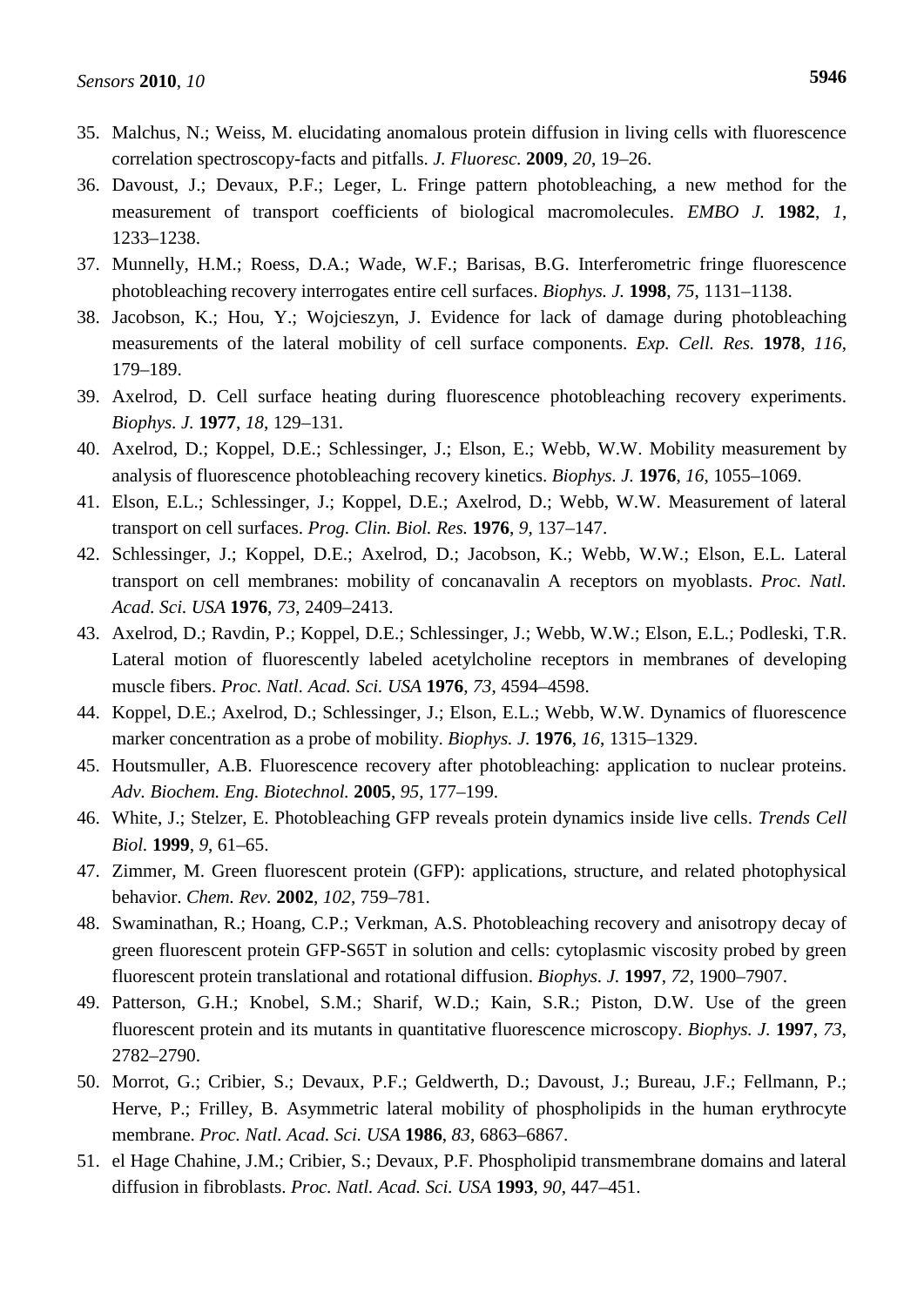35. Malchus, N.; Weiss, M. elucidating anomalous protein diffusion in living cells with fluorescence correlation spectroscopy-facts and pitfalls. *J. Fluoresc.* **2009**, *20*, 19–26.
36. Davoust, J.; Devaux, P.F.; Leger, L. Fringe pattern photobleaching, a new method for the measurement of transport coefficients of biological macromolecules. *EMBO J.* **1982**, *1*, 1233–1238.
37. Munnelly, H.M.; Roess, D.A.; Wade, W.F.; Barisas, B.G. Interferometric fringe fluorescence photobleaching recovery interrogates entire cell surfaces. *Biophys. J.* **1998**, *75*, 1131–1138.
38. Jacobson, K.; Hou, Y.; Wojcieszyn, J. Evidence for lack of damage during photobleaching measurements of the lateral mobility of cell surface components. *Exp. Cell. Res.* **1978**, *116*, 179–189.
39. Axelrod, D. Cell surface heating during fluorescence photobleaching recovery experiments. *Biophys. J.* **1977**, *18*, 129–131.
40. Axelrod, D.; Koppel, D.E.; Schlessinger, J.; Elson, E.; Webb, W.W. Mobility measurement by analysis of fluorescence photobleaching recovery kinetics. *Biophys. J.* **1976**, *16*, 1055–1069.
41. Elson, E.L.; Schlessinger, J.; Koppel, D.E.; Axelrod, D.; Webb, W.W. Measurement of lateral transport on cell surfaces. *Prog. Clin. Biol. Res.* **1976**, *9*, 137–147.
42. Schlessinger, J.; Koppel, D.E.; Axelrod, D.; Jacobson, K.; Webb, W.W.; Elson, E.L. Lateral transport on cell membranes: mobility of concanavalin A receptors on myoblasts. *Proc. Natl. Acad. Sci. USA* **1976**, *73*, 2409–2413.
43. Axelrod, D.; Ravdin, P.; Koppel, D.E.; Schlessinger, J.; Webb, W.W.; Elson, E.L.; Podleski, T.R. Lateral motion of fluorescently labeled acetylcholine receptors in membranes of developing muscle fibers. *Proc. Natl. Acad. Sci. USA* **1976**, *73*, 4594–4598.
44. Koppel, D.E.; Axelrod, D.; Schlessinger, J.; Elson, E.L.; Webb, W.W. Dynamics of fluorescence marker concentration as a probe of mobility. *Biophys. J.* **1976**, *16*, 1315–1329.
45. Houtsmuller, A.B. Fluorescence recovery after photobleaching: application to nuclear proteins. *Adv. Biochem. Eng. Biotechnol.* **2005**, *95*, 177–199.
46. White, J.; Stelzer, E. Photobleaching GFP reveals protein dynamics inside live cells. *Trends Cell Biol.* **1999**, *9*, 61–65.
47. Zimmer, M. Green fluorescent protein (GFP): applications, structure, and related photophysical behavior. *Chem. Rev.* **2002**, *102*, 759–781.
48. Swaminathan, R.; Hoang, C.P.; Verkman, A.S. Photobleaching recovery and anisotropy decay of green fluorescent protein GFP-S65T in solution and cells: cytoplasmic viscosity probed by green fluorescent protein translational and rotational diffusion. *Biophys. J.* **1997**, *72*, 1900–7907.
49. Patterson, G.H.; Knobel, S.M.; Sharif, W.D.; Kain, S.R.; Piston, D.W. Use of the green fluorescent protein and its mutants in quantitative fluorescence microscopy. *Biophys. J.* **1997**, *73*, 2782–2790.
50. Morrot, G.; Cribier, S.; Devaux, P.F.; Geldwerth, D.; Davoust, J.; Bureau, J.F.; Fellmann, P.; Herve, P.; Frilley, B. Asymmetric lateral mobility of phospholipids in the human erythrocyte membrane. *Proc. Natl. Acad. Sci. USA* **1986**, *83*, 6863–6867.
51. el Hage Chahine, J.M.; Cribier, S.; Devaux, P.F. Phospholipid transmembrane domains and lateral diffusion in fibroblasts. *Proc. Natl. Acad. Sci. USA* **1993**, *90*, 447–451.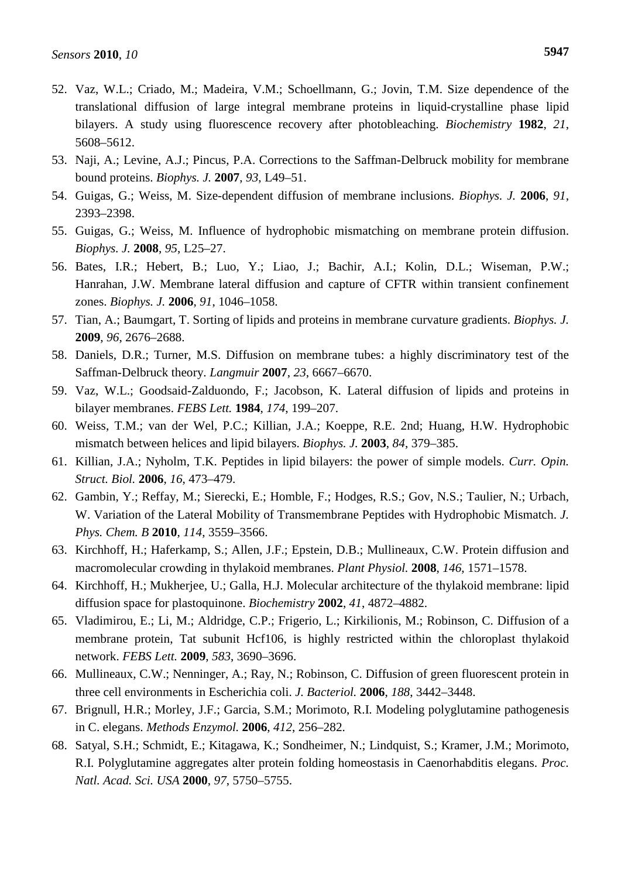52. Vaz, W.L.; Criado, M.; Madeira, V.M.; Schoellmann, G.; Jovin, T.M. Size dependence of the translational diffusion of large integral membrane proteins in liquid-crystalline phase lipid bilayers. A study using fluorescence recovery after photobleaching. *Biochemistry* **1982**, *21*, 5608–5612.
53. Naji, A.; Levine, A.J.; Pincus, P.A. Corrections to the Saffman-Delbruck mobility for membrane bound proteins. *Biophys. J.* **2007**, *93*, L49–51.
54. Guigas, G.; Weiss, M. Size-dependent diffusion of membrane inclusions. *Biophys. J.* **2006**, *91*, 2393–2398.
55. Guigas, G.; Weiss, M. Influence of hydrophobic mismatching on membrane protein diffusion. *Biophys. J.* **2008**, *95*, L25–27.
56. Bates, I.R.; Hebert, B.; Luo, Y.; Liao, J.; Bachir, A.I.; Kolin, D.L.; Wiseman, P.W.; Hanrahan, J.W. Membrane lateral diffusion and capture of CFTR within transient confinement zones. *Biophys. J.* **2006**, *91*, 1046–1058.
57. Tian, A.; Baumgart, T. Sorting of lipids and proteins in membrane curvature gradients. *Biophys. J.* **2009**, *96*, 2676–2688.
58. Daniels, D.R.; Turner, M.S. Diffusion on membrane tubes: a highly discriminatory test of the Saffman-Delbruck theory. *Langmuir* **2007**, *23*, 6667–6670.
59. Vaz, W.L.; Goodsaid-Zalduondo, F.; Jacobson, K. Lateral diffusion of lipids and proteins in bilayer membranes. *FEBS Lett.* **1984**, *174*, 199–207.
60. Weiss, T.M.; van der Wel, P.C.; Killian, J.A.; Koeppe, R.E. 2nd; Huang, H.W. Hydrophobic mismatch between helices and lipid bilayers. *Biophys. J.* **2003**, *84*, 379–385.
61. Killian, J.A.; Nyholm, T.K. Peptides in lipid bilayers: the power of simple models. *Curr. Opin. Struct. Biol.* **2006**, *16*, 473–479.
62. Gambin, Y.; Reffay, M.; Sierecki, E.; Homble, F.; Hodges, R.S.; Gov, N.S.; Taulier, N.; Urbach, W. Variation of the Lateral Mobility of Transmembrane Peptides with Hydrophobic Mismatch. *J. Phys. Chem. B* **2010**, *114*, 3559–3566.
63. Kirchhoff, H.; Haferkamp, S.; Allen, J.F.; Epstein, D.B.; Mullineaux, C.W. Protein diffusion and macromolecular crowding in thylakoid membranes. *Plant Physiol.* **2008**, *146*, 1571–1578.
64. Kirchhoff, H.; Mukherjee, U.; Galla, H.J. Molecular architecture of the thylakoid membrane: lipid diffusion space for plastoquinone. *Biochemistry* **2002**, *41*, 4872–4882.
65. Vladimirou, E.; Li, M.; Aldridge, C.P.; Frigerio, L.; Kirkilionis, M.; Robinson, C. Diffusion of a membrane protein, Tat subunit Hcf106, is highly restricted within the chloroplast thylakoid network. *FEBS Lett.* **2009**, *583*, 3690–3696.
66. Mullineaux, C.W.; Nenninger, A.; Ray, N.; Robinson, C. Diffusion of green fluorescent protein in three cell environments in Escherichia coli. *J. Bacteriol.* **2006**, *188*, 3442–3448.
67. Brignull, H.R.; Morley, J.F.; Garcia, S.M.; Morimoto, R.I. Modeling polyglutamine pathogenesis in C. elegans. *Methods Enzymol.* **2006**, *412*, 256–282.
68. Satyal, S.H.; Schmidt, E.; Kitagawa, K.; Sondheimer, N.; Lindquist, S.; Kramer, J.M.; Morimoto, R.I. Polyglutamine aggregates alter protein folding homeostasis in Caenorhabditis elegans. *Proc. Natl. Acad. Sci. USA* **2000**, *97*, 5750–5755.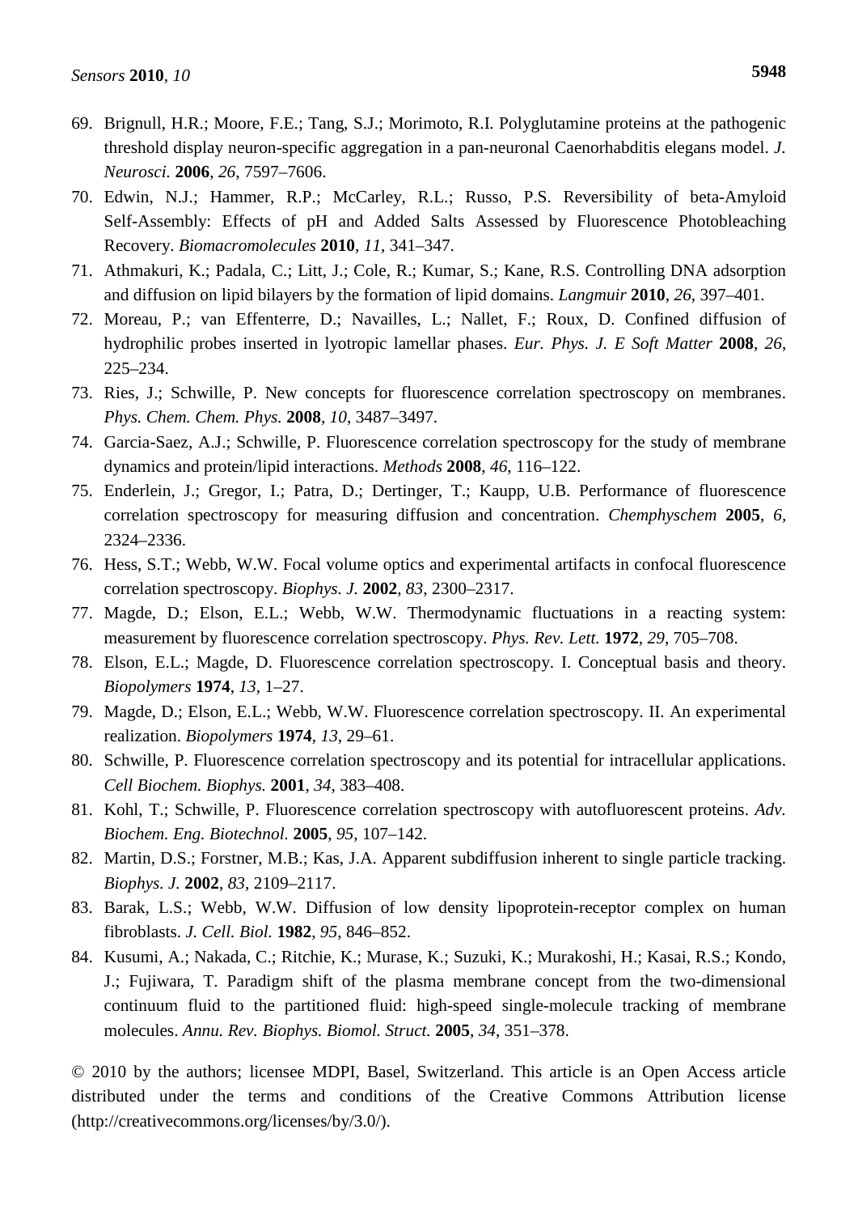69. Brignull, H.R.; Moore, F.E.; Tang, S.J.; Morimoto, R.I. Polyglutamine proteins at the pathogenic threshold display neuron-specific aggregation in a pan-neuronal Caenorhabditis elegans model. *J. Neurosci.* **2006**, *26*, 7597–7606.
70. Edwin, N.J.; Hammer, R.P.; McCarley, R.L.; Russo, P.S. Reversibility of beta-Amyloid Self-Assembly: Effects of pH and Added Salts Assessed by Fluorescence Photobleaching Recovery. *Biomacromolecules* **2010**, *11*, 341–347.
71. Athmakuri, K.; Padala, C.; Litt, J.; Cole, R.; Kumar, S.; Kane, R.S. Controlling DNA adsorption and diffusion on lipid bilayers by the formation of lipid domains. *Langmuir* **2010**, *26*, 397–401.
72. Moreau, P.; van Effenterre, D.; Navailles, L.; Nallet, F.; Roux, D. Confined diffusion of hydrophilic probes inserted in lyotropic lamellar phases. *Eur. Phys. J. E Soft Matter* **2008**, *26*, 225–234.
73. Ries, J.; Schwille, P. New concepts for fluorescence correlation spectroscopy on membranes. *Phys. Chem. Chem. Phys.* **2008**, *10*, 3487–3497.
74. Garcia-Saez, A.J.; Schwille, P. Fluorescence correlation spectroscopy for the study of membrane dynamics and protein/lipid interactions. *Methods* **2008**, *46*, 116–122.
75. Enderlein, J.; Gregor, I.; Patra, D.; Dertinger, T.; Kaupp, U.B. Performance of fluorescence correlation spectroscopy for measuring diffusion and concentration. *Chemphyschem* **2005**, *6*, 2324–2336.
76. Hess, S.T.; Webb, W.W. Focal volume optics and experimental artifacts in confocal fluorescence correlation spectroscopy. *Biophys. J.* **2002**, *83*, 2300–2317.
77. Magde, D.; Elson, E.L.; Webb, W.W. Thermodynamic fluctuations in a reacting system: measurement by fluorescence correlation spectroscopy. *Phys. Rev. Lett.* **1972**, *29*, 705–708.
78. Elson, E.L.; Magde, D. Fluorescence correlation spectroscopy. I. Conceptual basis and theory. *Biopolymers* **1974**, *13*, 1–27.
79. Magde, D.; Elson, E.L.; Webb, W.W. Fluorescence correlation spectroscopy. II. An experimental realization. *Biopolymers* **1974**, *13*, 29–61.
80. Schwille, P. Fluorescence correlation spectroscopy and its potential for intracellular applications. *Cell Biochem. Biophys.* **2001**, *34*, 383–408.
81. Kohl, T.; Schwille, P. Fluorescence correlation spectroscopy with autofluorescent proteins. *Adv. Biochem. Eng. Biotechnol.* **2005**, *95*, 107–142.
82. Martin, D.S.; Forstner, M.B.; Kas, J.A. Apparent subdiffusion inherent to single particle tracking. *Biophys. J.* **2002**, *83*, 2109–2117.
83. Barak, L.S.; Webb, W.W. Diffusion of low density lipoprotein-receptor complex on human fibroblasts. *J. Cell. Biol.* **1982**, *95*, 846–852.
84. Kusumi, A.; Nakada, C.; Ritchie, K.; Murase, K.; Suzuki, K.; Murakoshi, H.; Kasai, R.S.; Kondo, J.; Fujiwara, T. Paradigm shift of the plasma membrane concept from the two-dimensional continuum fluid to the partitioned fluid: high-speed single-molecule tracking of membrane molecules. *Annu. Rev. Biophys. Biomol. Struct.* **2005**, *34*, 351–378.

© 2010 by the authors; licensee MDPI, Basel, Switzerland. This article is an Open Access article distributed under the terms and conditions of the Creative Commons Attribution license (http://creativecommons.org/licenses/by/3.0/).